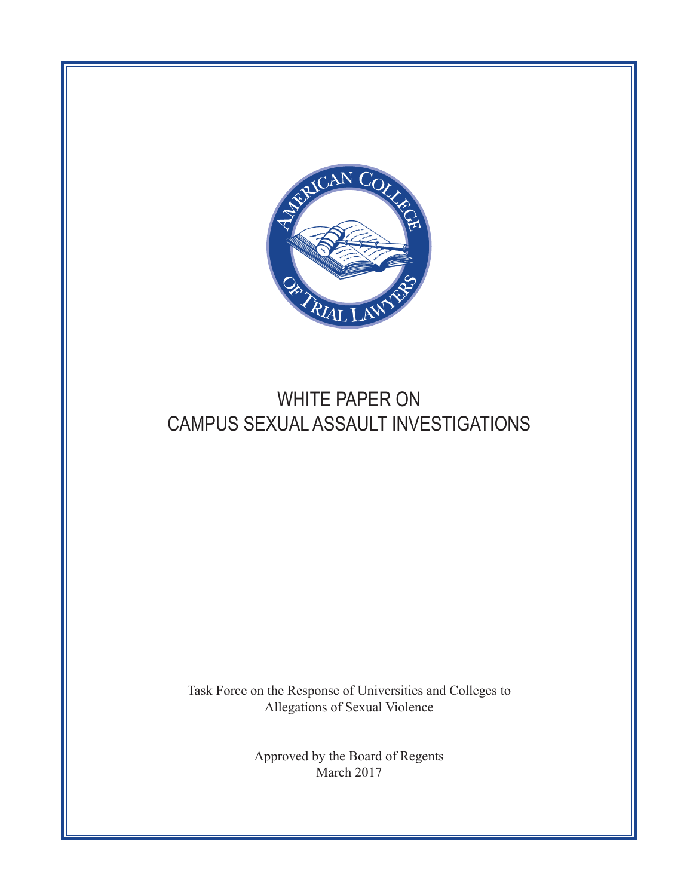# WHITE PAPER ON CAMPUS SEXUAL ASSAULT INVESTIGATIONS

Task Force on the Response of Universities and Colleges to Allegations of Sexual Violence

Approved by the Board of Regents
March 2017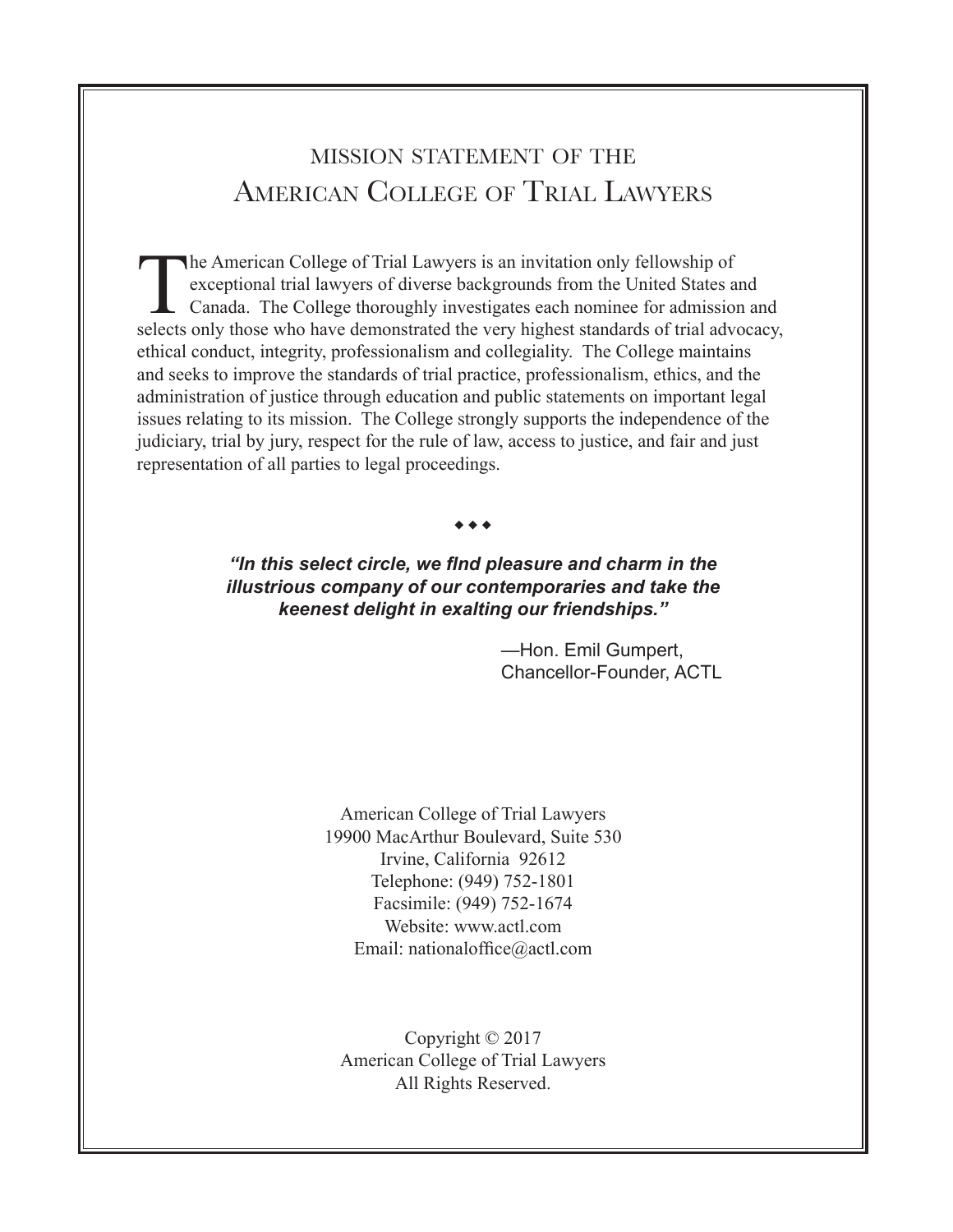# MISSION STATEMENT OF THE AMERICAN COLLEGE OF TRIAL LAWYERS

The American College of Trial Lawyers is an invitation only fellowship of exceptional trial lawyers of diverse backgrounds from the United States and Canada. The College thoroughly investigates each nominee for admission and selects only those who have demonstrated the very highest standards of trial advocacy, ethical conduct, integrity, professionalism and collegiality. The College maintains and seeks to improve the standards of trial practice, professionalism, ethics, and the administration of justice through education and public statements on important legal issues relating to its mission. The College strongly supports the independence of the judiciary, trial by jury, respect for the rule of law, access to justice, and fair and just representation of all parties to legal proceedings.

◆ ◆ ◆

***"In this select circle, we find pleasure and charm in the illustrious company of our contemporaries and take the keenest delight in exalting our friendships."***

—Hon. Emil Gumpert,
Chancellor-Founder, ACTL

American College of Trial Lawyers
19900 MacArthur Boulevard, Suite 530
Irvine, California 92612
Telephone: (949) 752-1801
Facsimile: (949) 752-1674
Website: www.actl.com
Email: nationaloffice@actl.com

Copyright © 2017
American College of Trial Lawyers
All Rights Reserved.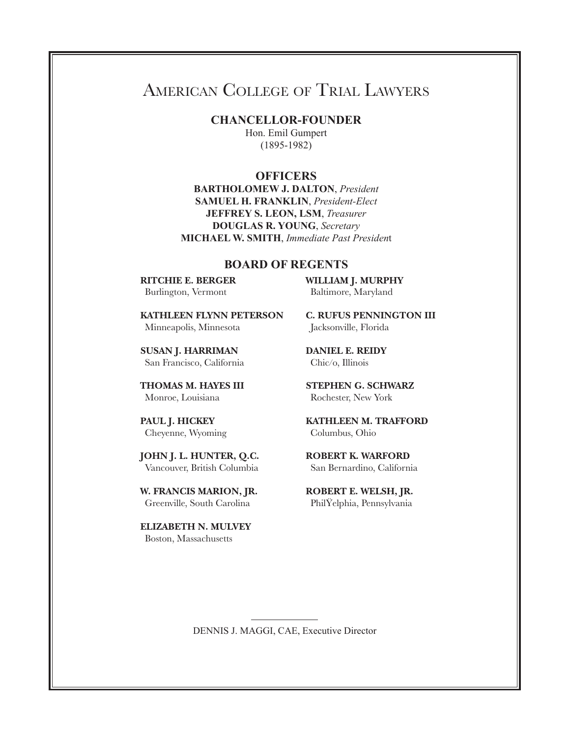# American College of Trial Lawyers

## CHANCELLOR-FOUNDER

Hon. Emil Gumpert
(1895-1982)

## OFFICERS

**BARTHOLOMEW J. DALTON**, *President*
**SAMUEL H. FRANKLIN**, *President-Elect*
**JEFFREY S. LEON, LSM**, *Treasurer*
**DOUGLAS R. YOUNG**, *Secretary*
**MICHAEL W. SMITH**, *Immediate Past President*

## BOARD OF REGENTS

**RITCHIE E. BERGER**
Burlington, Vermont

**KATHLEEN FLYNN PETERSON**
Minneapolis, Minnesota

**SUSAN J. HARRIMAN**
San Francisco, California

**THOMAS M. HAYES III**
Monroe, Louisiana

**PAUL J. HICKEY**
Cheyenne, Wyoming

**JOHN J. L. HUNTER, Q.C.**
Vancouver, British Columbia

**W. FRANCIS MARION, JR.**
Greenville, South Carolina

**ELIZABETH N. MULVEY**
Boston, Massachusetts

**WILLIAM J. MURPHY**
Baltimore, Maryland

**C. RUFUS PENNINGTON III**
Jacksonville, Florida

**DANIEL E. REIDY**
Chic/o, Illinois

**STEPHEN G. SCHWARZ**
Rochester, New York

**KATHLEEN M. TRAFFORD**
Columbus, Ohio

**ROBERT K. WARFORD**
San Bernardino, California

**ROBERT E. WELSH, JR.**
PhilŸelphia, Pennsylvania

---

DENNIS J. MAGGI, CAE, Executive Director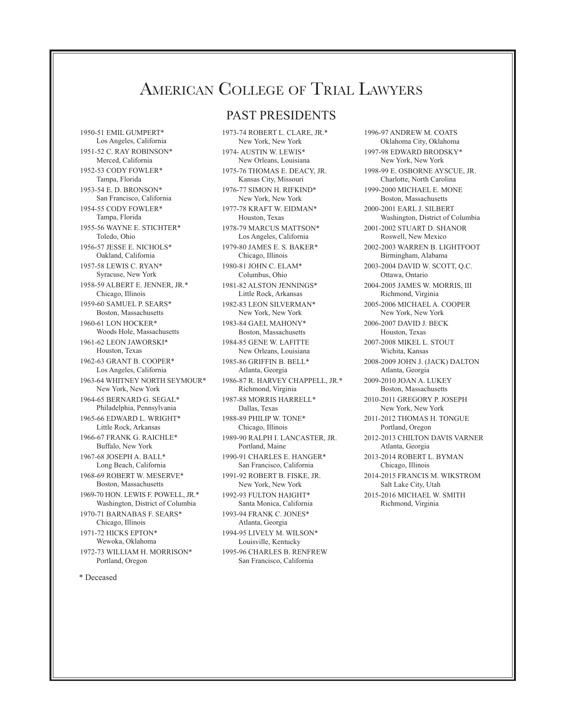# American College of Trial Lawyers

## PAST PRESIDENTS

1950-51 EMIL GUMPERT*
Los Angeles, California

1951-52 C. RAY ROBINSON*
Merced, California

1952-53 CODY FOWLER*
Tampa, Florida

1953-54 E. D. BRONSON*
San Francisco, California

1954-55 CODY FOWLER*
Tampa, Florida

1955-56 WAYNE E. STICHTER*
Toledo, Ohio

1956-57 JESSE E. NICHOLS*
Oakland, California

1957-58 LEWIS C. RYAN*
Syracuse, New York

1958-59 ALBERT E. JENNER, JR.*
Chicago, Illinois

1959-60 SAMUEL P. SEARS*
Boston, Massachusetts

1960-61 LON HOCKER*
Woods Hole, Massachusetts

1961-62 LEON JAWORSKI*
Houston, Texas

1962-63 GRANT B. COOPER*
Los Angeles, California

1963-64 WHITNEY NORTH SEYMOUR*
New York, New York

1964-65 BERNARD G. SEGAL*
Philadelphia, Pennsylvania

1965-66 EDWARD L. WRIGHT*
Little Rock, Arkansas

1966-67 FRANK G. RAICHLE*
Buffalo, New York

1967-68 JOSEPH A. BALL*
Long Beach, California

1968-69 ROBERT W. MESERVE*
Boston, Massachusetts

1969-70 HON. LEWIS F. POWELL, JR.*
Washington, District of Columbia

1970-71 BARNABAS F. SEARS*
Chicago, Illinois

1971-72 HICKS EPTON*
Wewoka, Oklahoma

1972-73 WILLIAM H. MORRISON*
Portland, Oregon

1973-74 ROBERT L. CLARE, JR.*
New York, New York

1974- AUSTIN W. LEWIS*
New Orleans, Louisiana

1975-76 THOMAS E. DEACY, JR.
Kansas City, Missouri

1976-77 SIMON H. RIFKIND*
New York, New York

1977-78 KRAFT W. EIDMAN*
Houston, Texas

1978-79 MARCUS MATTSON*
Los Angeles, California

1979-80 JAMES E. S. BAKER*
Chicago, Illinois

1980-81 JOHN C. ELAM*
Columbus, Ohio

1981-82 ALSTON JENNINGS*
Little Rock, Arkansas

1982-83 LEON SILVERMAN*
New York, New York

1983-84 GAEL MAHONY*
Boston, Massachusetts

1984-85 GENE W. LAFITTE
New Orleans, Louisiana

1985-86 GRIFFIN B. BELL*
Atlanta, Georgia

1986-87 R. HARVEY CHAPPELL, JR.*
Richmond, Virginia

1987-88 MORRIS HARRELL*
Dallas, Texas

1988-89 PHILIP W. TONE*
Chicago, Illinois

1989-90 RALPH I. LANCASTER, JR.
Portland, Maine

1990-91 CHARLES E. HANGER*
San Francisco, California

1991-92 ROBERT B. FISKE, JR.
New York, New York

1992-93 FULTON HAIGHT*
Santa Monica, California

1993-94 FRANK C. JONES*
Atlanta, Georgia

1994-95 LIVELY M. WILSON*
Louisville, Kentucky

1995-96 CHARLES B. RENFREW
San Francisco, California

1996-97 ANDREW M. COATS
Oklahoma City, Oklahoma

1997-98 EDWARD BRODSKY*
New York, New York

1998-99 E. OSBORNE AYSCUE, JR.
Charlotte, North Carolina

1999-2000 MICHAEL E. MONE
Boston, Massachusetts

2000-2001 EARL J. SILBERT
Washington, District of Columbia

2001-2002 STUART D. SHANOR
Roswell, New Mexico

2002-2003 WARREN B. LIGHTFOOT
Birmingham, Alabama

2003-2004 DAVID W. SCOTT, Q.C.
Ottawa, Ontario

2004-2005 JAMES W. MORRIS, III
Richmond, Virginia

2005-2006 MICHAEL A. COOPER
New York, New York

2006-2007 DAVID J. BECK
Houston, Texas

2007-2008 MIKEL L. STOUT
Wichita, Kansas

2008-2009 JOHN J. (JACK) DALTON
Atlanta, Georgia

2009-2010 JOAN A. LUKEY
Boston, Massachusetts

2010-2011 GREGORY P. JOSEPH
New York, New York

2011-2012 THOMAS H. TONGUE
Portland, Oregon

2012-2013 CHILTON DAVIS VARNER
Atlanta, Georgia

2013-2014 ROBERT L. BYMAN
Chicago, Illinois

2014-2015 FRANCIS M. WIKSTROM
Salt Lake City, Utah

2015-2016 MICHAEL W. SMITH
Richmond, Virginia

\* Deceased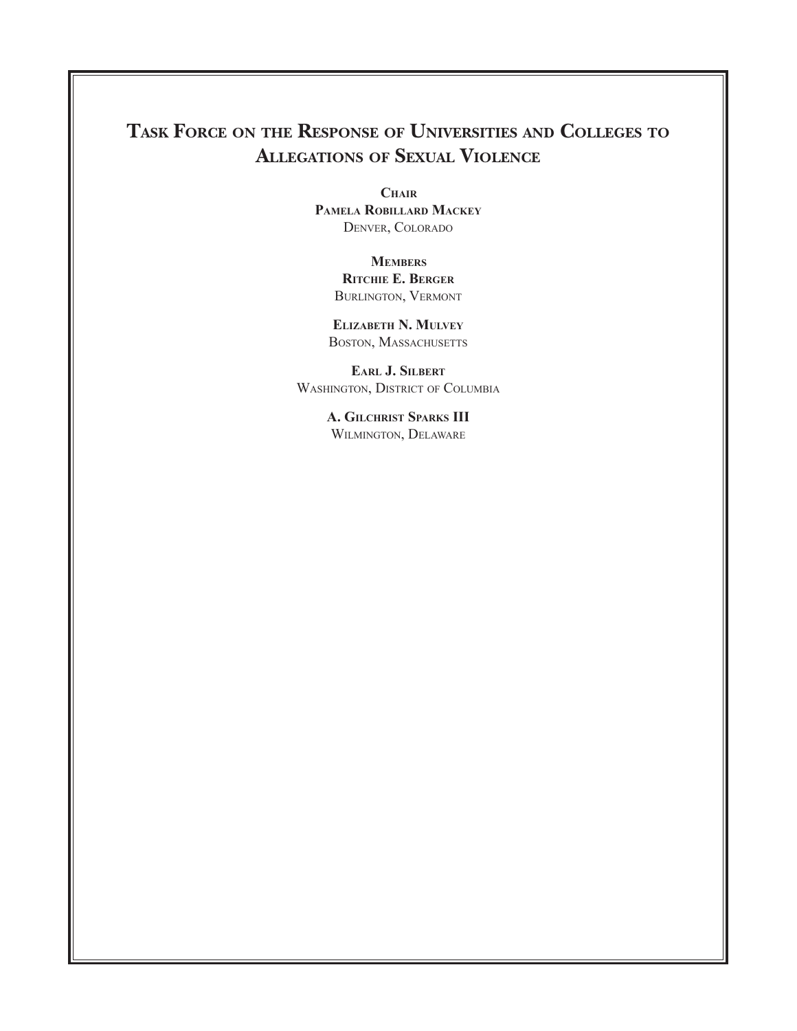# Task Force on the Response of Universities and Colleges to Allegations of Sexual Violence

**Chair**
**Pamela Robillard Mackey**
Denver, Colorado

**Members**
**Ritchie E. Berger**
Burlington, Vermont

**Elizabeth N. Mulvey**
Boston, Massachusetts

**Earl J. Silbert**
Washington, District of Columbia

**A. Gilchrist Sparks III**
Wilmington, Delaware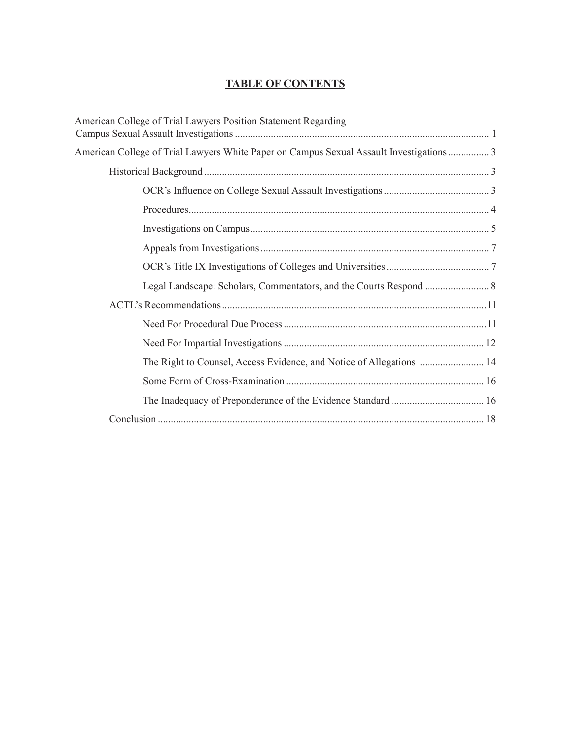# TABLE OF CONTENTS

American College of Trial Lawyers Position Statement Regarding Campus Sexual Assault Investigations .......... 1

American College of Trial Lawyers White Paper on Campus Sexual Assault Investigations .......... 3

- Historical Background .......... 3
  - OCR's Influence on College Sexual Assault Investigations .......... 3
  - Procedures .......... 4
  - Investigations on Campus .......... 5
  - Appeals from Investigations .......... 7
  - OCR's Title IX Investigations of Colleges and Universities .......... 7
  - Legal Landscape: Scholars, Commentators, and the Courts Respond .......... 8
- ACTL's Recommendations .......... 11
  - Need For Procedural Due Process .......... 11
  - Need For Impartial Investigations .......... 12
  - The Right to Counsel, Access Evidence, and Notice of Allegations .......... 14
  - Some Form of Cross-Examination .......... 16
  - The Inadequacy of Preponderance of the Evidence Standard .......... 16
- Conclusion .......... 18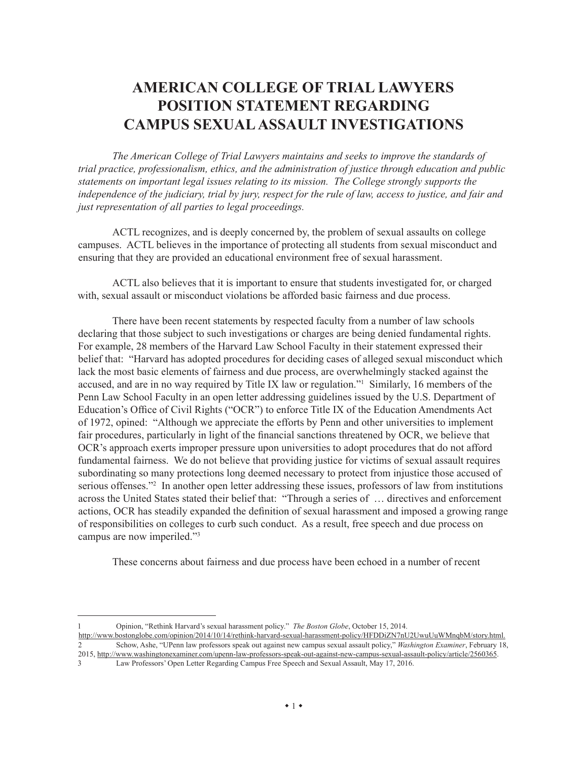# AMERICAN COLLEGE OF TRIAL LAWYERS POSITION STATEMENT REGARDING CAMPUS SEXUAL ASSAULT INVESTIGATIONS

*The American College of Trial Lawyers maintains and seeks to improve the standards of trial practice, professionalism, ethics, and the administration of justice through education and public statements on important legal issues relating to its mission. The College strongly supports the independence of the judiciary, trial by jury, respect for the rule of law, access to justice, and fair and just representation of all parties to legal proceedings.*

ACTL recognizes, and is deeply concerned by, the problem of sexual assaults on college campuses. ACTL believes in the importance of protecting all students from sexual misconduct and ensuring that they are provided an educational environment free of sexual harassment.

ACTL also believes that it is important to ensure that students investigated for, or charged with, sexual assault or misconduct violations be afforded basic fairness and due process.

There have been recent statements by respected faculty from a number of law schools declaring that those subject to such investigations or charges are being denied fundamental rights. For example, 28 members of the Harvard Law School Faculty in their statement expressed their belief that: "Harvard has adopted procedures for deciding cases of alleged sexual misconduct which lack the most basic elements of fairness and due process, are overwhelmingly stacked against the accused, and are in no way required by Title IX law or regulation."[1] Similarly, 16 members of the Penn Law School Faculty in an open letter addressing guidelines issued by the U.S. Department of Education's Office of Civil Rights ("OCR") to enforce Title IX of the Education Amendments Act of 1972, opined: "Although we appreciate the efforts by Penn and other universities to implement fair procedures, particularly in light of the financial sanctions threatened by OCR, we believe that OCR's approach exerts improper pressure upon universities to adopt procedures that do not afford fundamental fairness. We do not believe that providing justice for victims of sexual assault requires subordinating so many protections long deemed necessary to protect from injustice those accused of serious offenses."[2] In another open letter addressing these issues, professors of law from institutions across the United States stated their belief that: "Through a series of … directives and enforcement actions, OCR has steadily expanded the definition of sexual harassment and imposed a growing range of responsibilities on colleges to curb such conduct. As a result, free speech and due process on campus are now imperiled."[3]

These concerns about fairness and due process have been echoed in a number of recent

---

1 Opinion, "Rethink Harvard's sexual harassment policy." *The Boston Globe*, October 15, 2014. http://www.bostonglobe.com/opinion/2014/10/14/rethink-harvard-sexual-harassment-policy/HFDDiZN7nU2UwuUuWMnqbM/story.html.

2 Schow, Ashe, "UPenn law professors speak out against new campus sexual assault policy," *Washington Examiner*, February 18, 2015, http://www.washingtonexaminer.com/upenn-law-professors-speak-out-against-new-campus-sexual-assault-policy/article/2560365.

3 Law Professors' Open Letter Regarding Campus Free Speech and Sexual Assault, May 17, 2016.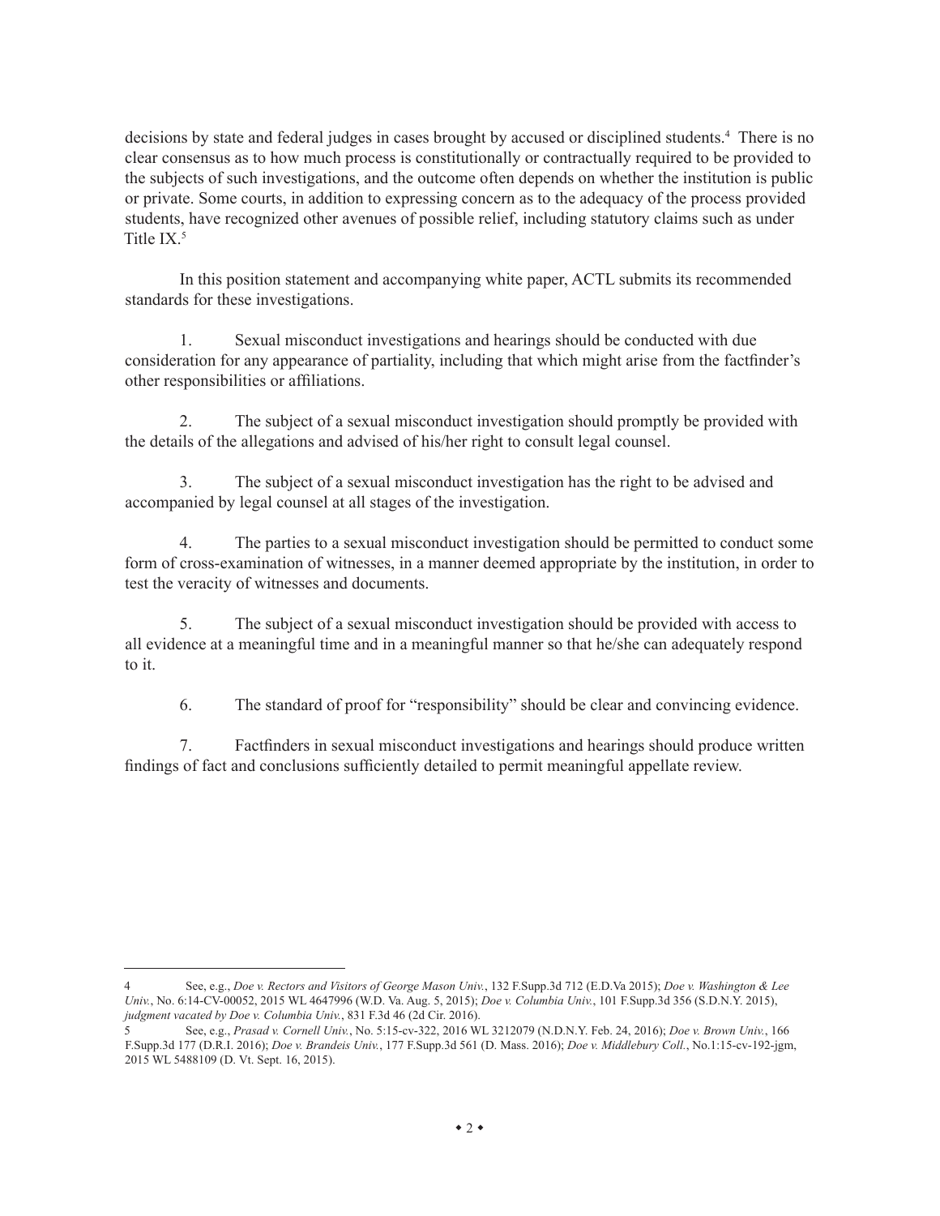decisions by state and federal judges in cases brought by accused or disciplined students.[4] There is no clear consensus as to how much process is constitutionally or contractually required to be provided to the subjects of such investigations, and the outcome often depends on whether the institution is public or private. Some courts, in addition to expressing concern as to the adequacy of the process provided students, have recognized other avenues of possible relief, including statutory claims such as under Title IX.[5]

In this position statement and accompanying white paper, ACTL submits its recommended standards for these investigations.

1. Sexual misconduct investigations and hearings should be conducted with due consideration for any appearance of partiality, including that which might arise from the factfinder's other responsibilities or affiliations.

2. The subject of a sexual misconduct investigation should promptly be provided with the details of the allegations and advised of his/her right to consult legal counsel.

3. The subject of a sexual misconduct investigation has the right to be advised and accompanied by legal counsel at all stages of the investigation.

4. The parties to a sexual misconduct investigation should be permitted to conduct some form of cross-examination of witnesses, in a manner deemed appropriate by the institution, in order to test the veracity of witnesses and documents.

5. The subject of a sexual misconduct investigation should be provided with access to all evidence at a meaningful time and in a meaningful manner so that he/she can adequately respond to it.

6. The standard of proof for "responsibility" should be clear and convincing evidence.

7. Factfinders in sexual misconduct investigations and hearings should produce written findings of fact and conclusions sufficiently detailed to permit meaningful appellate review.

---

4 See, e.g., *Doe v. Rectors and Visitors of George Mason Univ.*, 132 F.Supp.3d 712 (E.D.Va 2015); *Doe v. Washington & Lee Univ.*, No. 6:14-CV-00052, 2015 WL 4647996 (W.D. Va. Aug. 5, 2015); *Doe v. Columbia Univ.*, 101 F.Supp.3d 356 (S.D.N.Y. 2015), *judgment vacated by Doe v. Columbia Univ.*, 831 F.3d 46 (2d Cir. 2016).

5 See, e.g., *Prasad v. Cornell Univ.*, No. 5:15-cv-322, 2016 WL 3212079 (N.D.N.Y. Feb. 24, 2016); *Doe v. Brown Univ.*, 166 F.Supp.3d 177 (D.R.I. 2016); *Doe v. Brandeis Univ.*, 177 F.Supp.3d 561 (D. Mass. 2016); *Doe v. Middlebury Coll.*, No.1:15-cv-192-jgm, 2015 WL 5488109 (D. Vt. Sept. 16, 2015).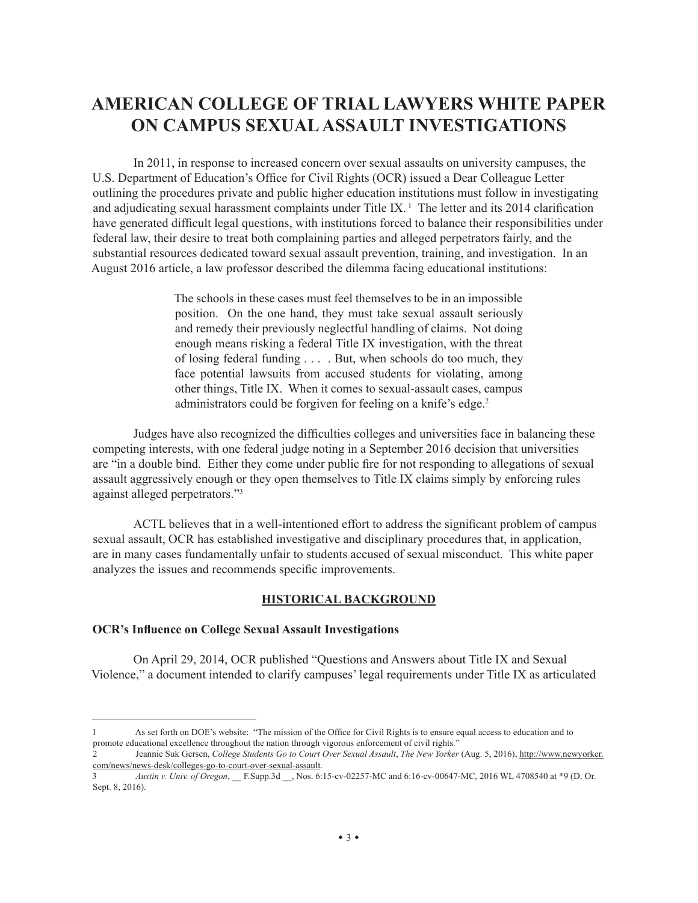# AMERICAN COLLEGE OF TRIAL LAWYERS WHITE PAPER ON CAMPUS SEXUAL ASSAULT INVESTIGATIONS

In 2011, in response to increased concern over sexual assaults on university campuses, the U.S. Department of Education's Office for Civil Rights (OCR) issued a Dear Colleague Letter outlining the procedures private and public higher education institutions must follow in investigating and adjudicating sexual harassment complaints under Title IX.[1] The letter and its 2014 clarification have generated difficult legal questions, with institutions forced to balance their responsibilities under federal law, their desire to treat both complaining parties and alleged perpetrators fairly, and the substantial resources dedicated toward sexual assault prevention, training, and investigation. In an August 2016 article, a law professor described the dilemma facing educational institutions:

> The schools in these cases must feel themselves to be in an impossible position. On the one hand, they must take sexual assault seriously and remedy their previously neglectful handling of claims. Not doing enough means risking a federal Title IX investigation, with the threat of losing federal funding . . . . But, when schools do too much, they face potential lawsuits from accused students for violating, among other things, Title IX. When it comes to sexual-assault cases, campus administrators could be forgiven for feeling on a knife's edge.[2]

Judges have also recognized the difficulties colleges and universities face in balancing these competing interests, with one federal judge noting in a September 2016 decision that universities are "in a double bind. Either they come under public fire for not responding to allegations of sexual assault aggressively enough or they open themselves to Title IX claims simply by enforcing rules against alleged perpetrators."[3]

ACTL believes that in a well-intentioned effort to address the significant problem of campus sexual assault, OCR has established investigative and disciplinary procedures that, in application, are in many cases fundamentally unfair to students accused of sexual misconduct. This white paper analyzes the issues and recommends specific improvements.

## HISTORICAL BACKGROUND

### OCR's Influence on College Sexual Assault Investigations

On April 29, 2014, OCR published "Questions and Answers about Title IX and Sexual Violence," a document intended to clarify campuses' legal requirements under Title IX as articulated

---

[1] As set forth on DOE's website: "The mission of the Office for Civil Rights is to ensure equal access to education and to promote educational excellence throughout the nation through vigorous enforcement of civil rights."

[2] Jeannie Suk Gersen, *College Students Go to Court Over Sexual Assault*, *The New Yorker* (Aug. 5, 2016), http://www.newyorker.com/news/news-desk/colleges-go-to-court-over-sexual-assault.

[3] *Austin v. Univ. of Oregon*, __ F.Supp.3d __, Nos. 6:15-cv-02257-MC and 6:16-cv-00647-MC, 2016 WL 4708540 at *9 (D. Or. Sept. 8, 2016).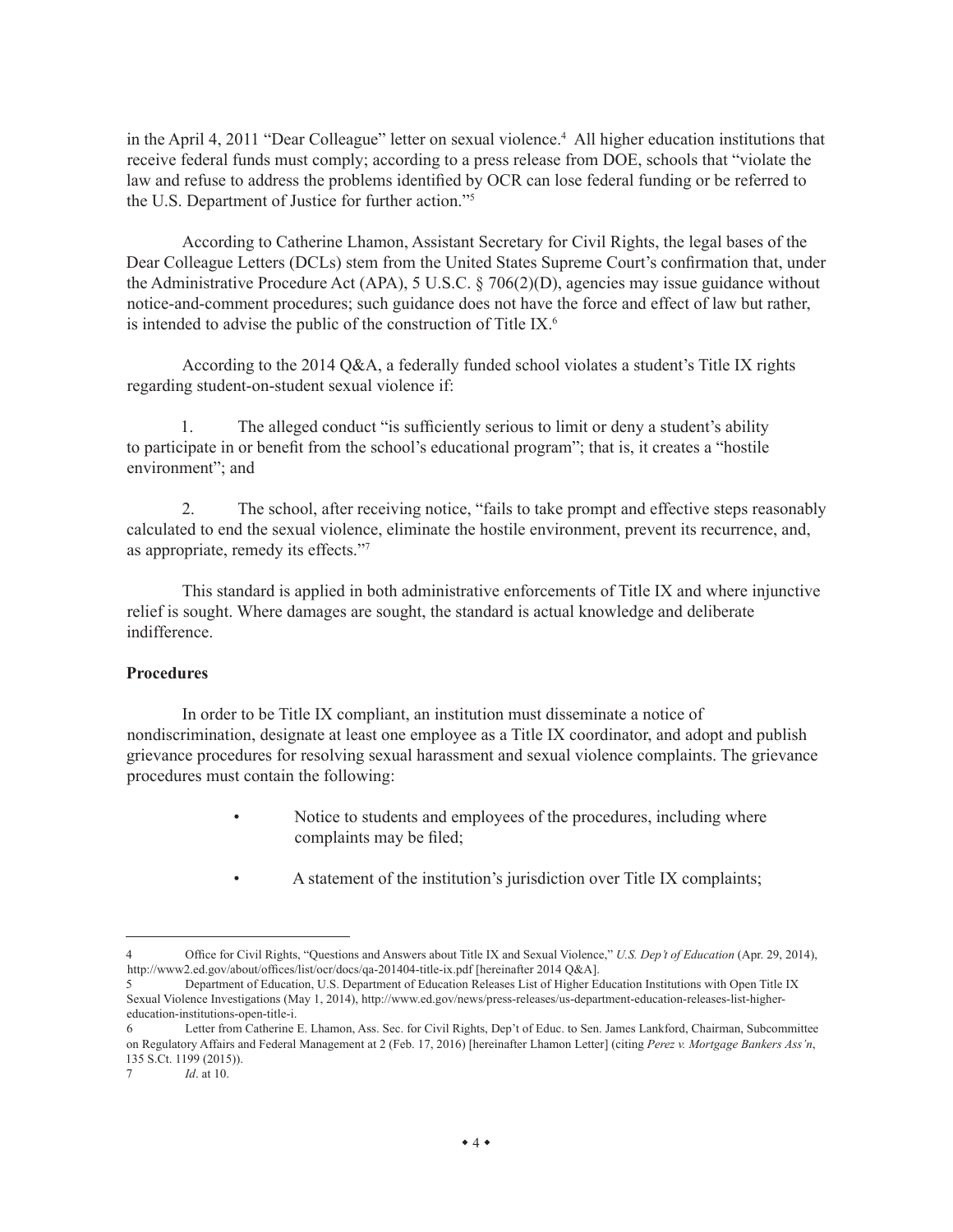in the April 4, 2011 "Dear Colleague" letter on sexual violence.[4] All higher education institutions that receive federal funds must comply; according to a press release from DOE, schools that "violate the law and refuse to address the problems identified by OCR can lose federal funding or be referred to the U.S. Department of Justice for further action."[5]

According to Catherine Lhamon, Assistant Secretary for Civil Rights, the legal bases of the Dear Colleague Letters (DCLs) stem from the United States Supreme Court's confirmation that, under the Administrative Procedure Act (APA), 5 U.S.C. § 706(2)(D), agencies may issue guidance without notice-and-comment procedures; such guidance does not have the force and effect of law but rather, is intended to advise the public of the construction of Title IX.[6]

According to the 2014 Q&A, a federally funded school violates a student's Title IX rights regarding student-on-student sexual violence if:

1. The alleged conduct "is sufficiently serious to limit or deny a student's ability to participate in or benefit from the school's educational program"; that is, it creates a "hostile environment"; and

2. The school, after receiving notice, "fails to take prompt and effective steps reasonably calculated to end the sexual violence, eliminate the hostile environment, prevent its recurrence, and, as appropriate, remedy its effects."[7]

This standard is applied in both administrative enforcements of Title IX and where injunctive relief is sought. Where damages are sought, the standard is actual knowledge and deliberate indifference.

**Procedures**

In order to be Title IX compliant, an institution must disseminate a notice of nondiscrimination, designate at least one employee as a Title IX coordinator, and adopt and publish grievance procedures for resolving sexual harassment and sexual violence complaints. The grievance procedures must contain the following:

- Notice to students and employees of the procedures, including where complaints may be filed;
- A statement of the institution's jurisdiction over Title IX complaints;

---

4 Office for Civil Rights, "Questions and Answers about Title IX and Sexual Violence," *U.S. Dep't of Education* (Apr. 29, 2014), http://www2.ed.gov/about/offices/list/ocr/docs/qa-201404-title-ix.pdf [hereinafter 2014 Q&A].

5 Department of Education, U.S. Department of Education Releases List of Higher Education Institutions with Open Title IX Sexual Violence Investigations (May 1, 2014), http://www.ed.gov/news/press-releases/us-department-education-releases-list-higher-education-institutions-open-title-i.

6 Letter from Catherine E. Lhamon, Ass. Sec. for Civil Rights, Dep't of Educ. to Sen. James Lankford, Chairman, Subcommittee on Regulatory Affairs and Federal Management at 2 (Feb. 17, 2016) [hereinafter Lhamon Letter] (citing *Perez v. Mortgage Bankers Ass'n*, 135 S.Ct. 1199 (2015)).

7 *Id*. at 10.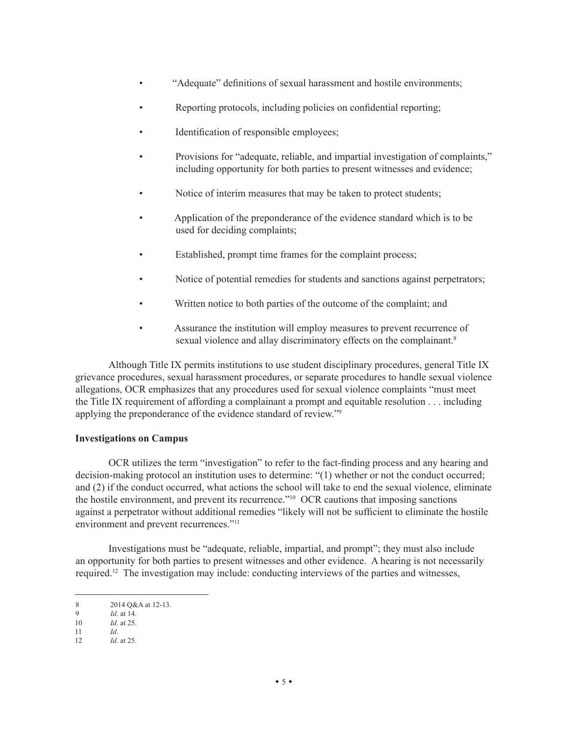- "Adequate" definitions of sexual harassment and hostile environments;
- Reporting protocols, including policies on confidential reporting;
- Identification of responsible employees;
- Provisions for "adequate, reliable, and impartial investigation of complaints," including opportunity for both parties to present witnesses and evidence;
- Notice of interim measures that may be taken to protect students;
- Application of the preponderance of the evidence standard which is to be used for deciding complaints;
- Established, prompt time frames for the complaint process;
- Notice of potential remedies for students and sanctions against perpetrators;
- Written notice to both parties of the outcome of the complaint; and
- Assurance the institution will employ measures to prevent recurrence of sexual violence and allay discriminatory effects on the complainant.[8]

Although Title IX permits institutions to use student disciplinary procedures, general Title IX grievance procedures, sexual harassment procedures, or separate procedures to handle sexual violence allegations, OCR emphasizes that any procedures used for sexual violence complaints "must meet the Title IX requirement of affording a complainant a prompt and equitable resolution . . . including applying the preponderance of the evidence standard of review."[9]

**Investigations on Campus**

OCR utilizes the term "investigation" to refer to the fact-finding process and any hearing and decision-making protocol an institution uses to determine: "(1) whether or not the conduct occurred; and (2) if the conduct occurred, what actions the school will take to end the sexual violence, eliminate the hostile environment, and prevent its recurrence."[10] OCR cautions that imposing sanctions against a perpetrator without additional remedies "likely will not be sufficient to eliminate the hostile environment and prevent recurrences."[11]

Investigations must be "adequate, reliable, impartial, and prompt"; they must also include an opportunity for both parties to present witnesses and other evidence. A hearing is not necessarily required.[12] The investigation may include: conducting interviews of the parties and witnesses,

---

8 2014 Q&A at 12-13.

9 *Id*. at 14.

10 *Id*. at 25.

11 *Id*.

12 *Id*. at 25.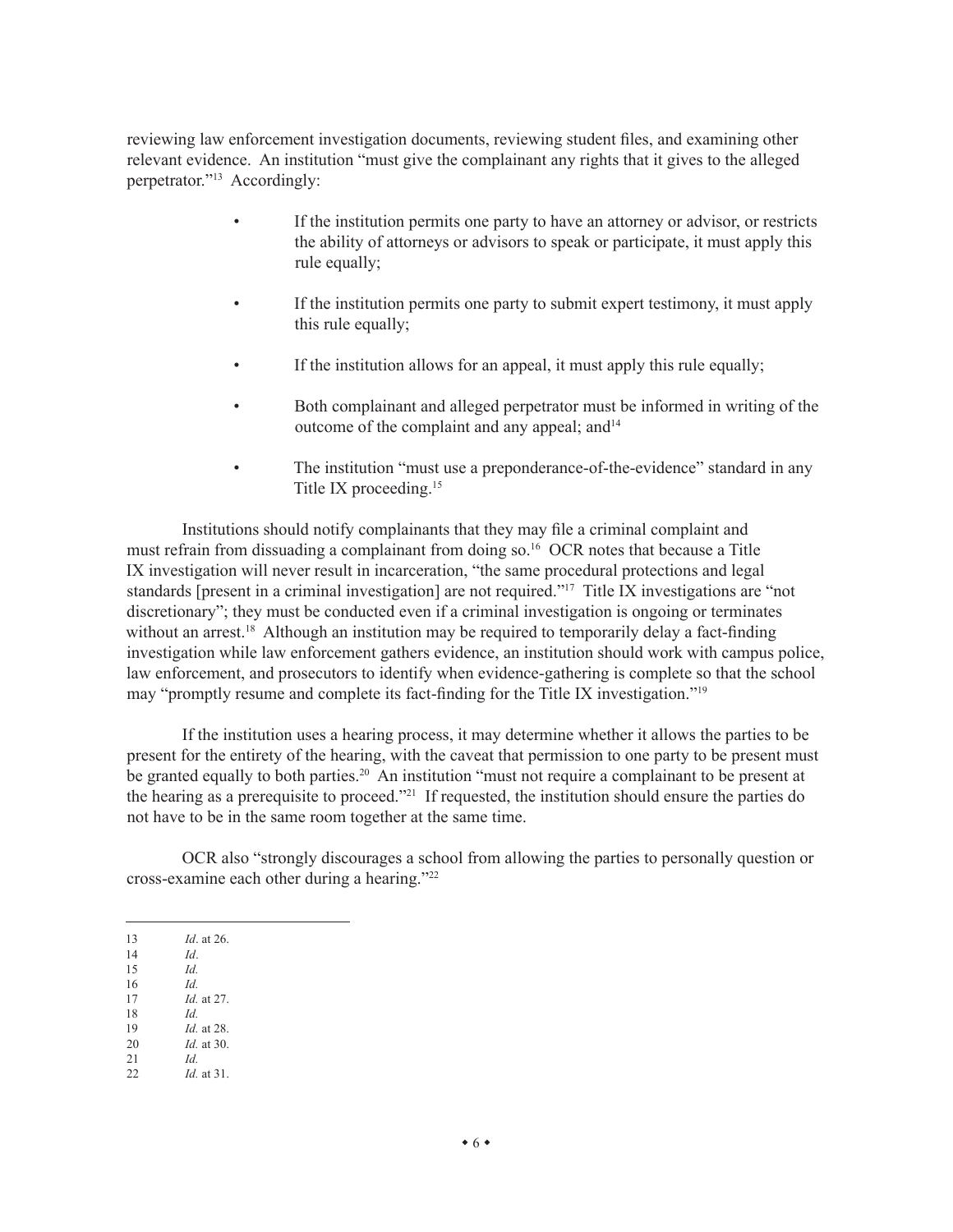reviewing law enforcement investigation documents, reviewing student files, and examining other relevant evidence. An institution "must give the complainant any rights that it gives to the alleged perpetrator."[13] Accordingly:

- If the institution permits one party to have an attorney or advisor, or restricts the ability of attorneys or advisors to speak or participate, it must apply this rule equally;
- If the institution permits one party to submit expert testimony, it must apply this rule equally;
- If the institution allows for an appeal, it must apply this rule equally;
- Both complainant and alleged perpetrator must be informed in writing of the outcome of the complaint and any appeal; and[14]
- The institution "must use a preponderance-of-the-evidence" standard in any Title IX proceeding.[15]

Institutions should notify complainants that they may file a criminal complaint and must refrain from dissuading a complainant from doing so.[16] OCR notes that because a Title IX investigation will never result in incarceration, "the same procedural protections and legal standards [present in a criminal investigation] are not required."[17] Title IX investigations are "not discretionary"; they must be conducted even if a criminal investigation is ongoing or terminates without an arrest.[18] Although an institution may be required to temporarily delay a fact-finding investigation while law enforcement gathers evidence, an institution should work with campus police, law enforcement, and prosecutors to identify when evidence-gathering is complete so that the school may "promptly resume and complete its fact-finding for the Title IX investigation."[19]

If the institution uses a hearing process, it may determine whether it allows the parties to be present for the entirety of the hearing, with the caveat that permission to one party to be present must be granted equally to both parties.[20] An institution "must not require a complainant to be present at the hearing as a prerequisite to proceed."[21] If requested, the institution should ensure the parties do not have to be in the same room together at the same time.

OCR also "strongly discourages a school from allowing the parties to personally question or cross-examine each other during a hearing."[22]

---

13 *Id*. at 26.
14 *Id*.
15 *Id.*
16 *Id.*
17 *Id.* at 27.
18 *Id.*
19 *Id.* at 28.
20 *Id.* at 30.
21 *Id.*
22 *Id.* at 31.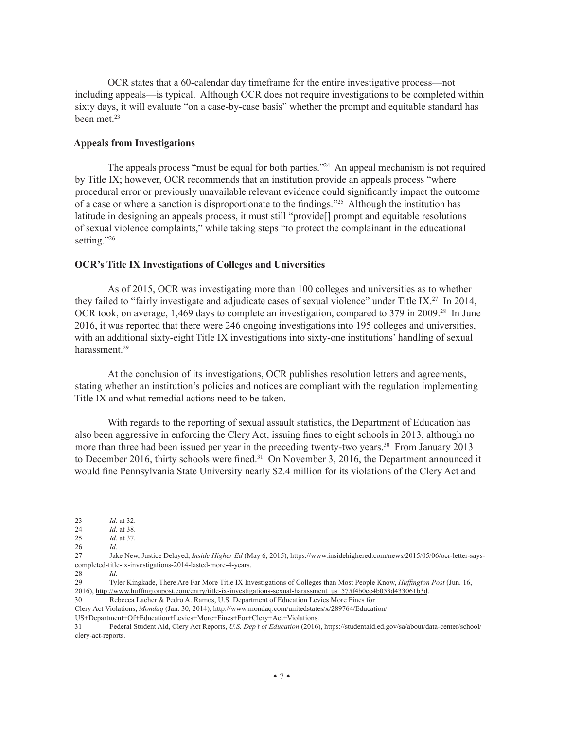OCR states that a 60-calendar day timeframe for the entire investigative process—not including appeals—is typical. Although OCR does not require investigations to be completed within sixty days, it will evaluate "on a case-by-case basis" whether the prompt and equitable standard has been met.[23]

**Appeals from Investigations**

The appeals process "must be equal for both parties."[24] An appeal mechanism is not required by Title IX; however, OCR recommends that an institution provide an appeals process "where procedural error or previously unavailable relevant evidence could significantly impact the outcome of a case or where a sanction is disproportionate to the findings."[25] Although the institution has latitude in designing an appeals process, it must still "provide[] prompt and equitable resolutions of sexual violence complaints," while taking steps "to protect the complainant in the educational setting."[26]

**OCR's Title IX Investigations of Colleges and Universities**

As of 2015, OCR was investigating more than 100 colleges and universities as to whether they failed to "fairly investigate and adjudicate cases of sexual violence" under Title IX.[27] In 2014, OCR took, on average, 1,469 days to complete an investigation, compared to 379 in 2009.[28] In June 2016, it was reported that there were 246 ongoing investigations into 195 colleges and universities, with an additional sixty-eight Title IX investigations into sixty-one institutions' handling of sexual harassment.[29]

At the conclusion of its investigations, OCR publishes resolution letters and agreements, stating whether an institution's policies and notices are compliant with the regulation implementing Title IX and what remedial actions need to be taken.

With regards to the reporting of sexual assault statistics, the Department of Education has also been aggressive in enforcing the Clery Act, issuing fines to eight schools in 2013, although no more than three had been issued per year in the preceding twenty-two years.[30] From January 2013 to December 2016, thirty schools were fined.[31] On November 3, 2016, the Department announced it would fine Pennsylvania State University nearly $2.4 million for its violations of the Clery Act and

---

23 *Id.* at 32.

24 *Id.* at 38.

25 *Id.* at 37.

26 *Id.*

27 Jake New, Justice Delayed, *Inside Higher Ed* (May 6, 2015), https://www.insidehighered.com/news/2015/05/06/ocr-letter-says-completed-title-ix-investigations-2014-lasted-more-4-years.

28 *Id.*

29 Tyler Kingkade, There Are Far More Title IX Investigations of Colleges than Most People Know, *Huffington Post* (Jun. 16, 2016), http://www.huffingtonpost.com/entry/title-ix-investigations-sexual-harassment_us_575f4b0ee4b053d433061b3d.

30 Rebecca Lacher & Pedro A. Ramos, U.S. Department of Education Levies More Fines for Clery Act Violations, *Mondaq* (Jan. 30, 2014), http://www.mondaq.com/unitedstates/x/289764/Education/US+Department+Of+Education+Levies+More+Fines+For+Clery+Act+Violations.

31 Federal Student Aid, Clery Act Reports, *U.S. Dep't of Education* (2016), https://studentaid.ed.gov/sa/about/data-center/school/clery-act-reports.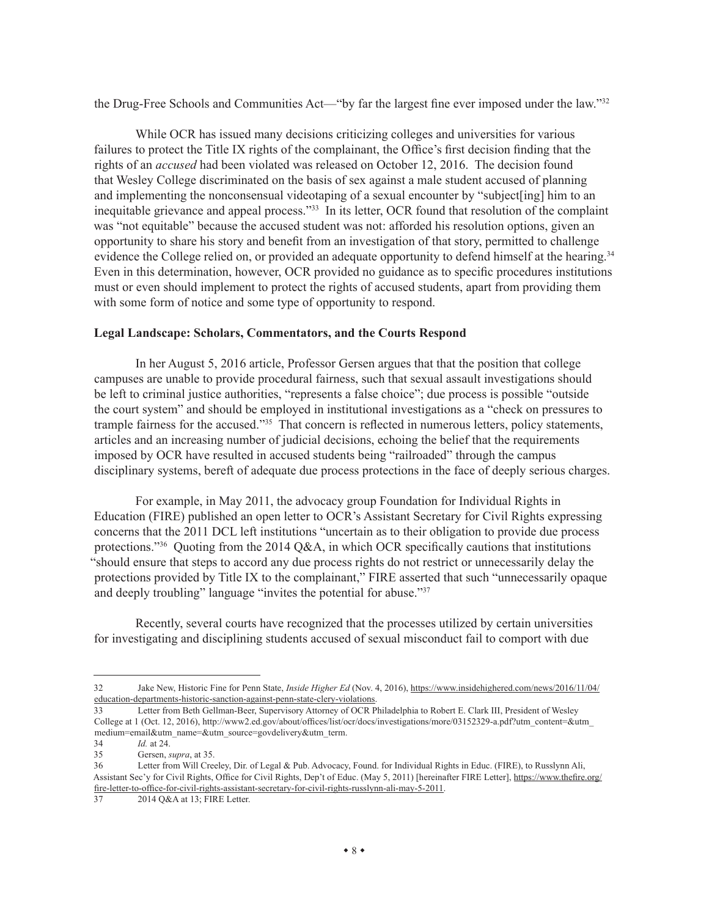the Drug-Free Schools and Communities Act—"by far the largest fine ever imposed under the law."[32]

While OCR has issued many decisions criticizing colleges and universities for various failures to protect the Title IX rights of the complainant, the Office's first decision finding that the rights of an *accused* had been violated was released on October 12, 2016. The decision found that Wesley College discriminated on the basis of sex against a male student accused of planning and implementing the nonconsensual videotaping of a sexual encounter by "subject[ing] him to an inequitable grievance and appeal process."[33] In its letter, OCR found that resolution of the complaint was "not equitable" because the accused student was not: afforded his resolution options, given an opportunity to share his story and benefit from an investigation of that story, permitted to challenge evidence the College relied on, or provided an adequate opportunity to defend himself at the hearing.[34] Even in this determination, however, OCR provided no guidance as to specific procedures institutions must or even should implement to protect the rights of accused students, apart from providing them with some form of notice and some type of opportunity to respond.

**Legal Landscape: Scholars, Commentators, and the Courts Respond**

In her August 5, 2016 article, Professor Gersen argues that that the position that college campuses are unable to provide procedural fairness, such that sexual assault investigations should be left to criminal justice authorities, "represents a false choice"; due process is possible "outside the court system" and should be employed in institutional investigations as a "check on pressures to trample fairness for the accused."[35] That concern is reflected in numerous letters, policy statements, articles and an increasing number of judicial decisions, echoing the belief that the requirements imposed by OCR have resulted in accused students being "railroaded" through the campus disciplinary systems, bereft of adequate due process protections in the face of deeply serious charges.

For example, in May 2011, the advocacy group Foundation for Individual Rights in Education (FIRE) published an open letter to OCR's Assistant Secretary for Civil Rights expressing concerns that the 2011 DCL left institutions "uncertain as to their obligation to provide due process protections."[36] Quoting from the 2014 Q&A, in which OCR specifically cautions that institutions "should ensure that steps to accord any due process rights do not restrict or unnecessarily delay the protections provided by Title IX to the complainant," FIRE asserted that such "unnecessarily opaque and deeply troubling" language "invites the potential for abuse."[37]

Recently, several courts have recognized that the processes utilized by certain universities for investigating and disciplining students accused of sexual misconduct fail to comport with due

---

32 Jake New, Historic Fine for Penn State, *Inside Higher Ed* (Nov. 4, 2016), https://www.insidehighered.com/news/2016/11/04/education-departments-historic-sanction-against-penn-state-clery-violations.

33 Letter from Beth Gellman-Beer, Supervisory Attorney of OCR Philadelphia to Robert E. Clark III, President of Wesley College at 1 (Oct. 12, 2016), http://www2.ed.gov/about/offices/list/ocr/docs/investigations/more/03152329-a.pdf?utm_content=&utm_medium=email&utm_name=&utm_source=govdelivery&utm_term.

34 *Id.* at 24.

35 Gersen, *supra*, at 35.

36 Letter from Will Creeley, Dir. of Legal & Pub. Advocacy, Found. for Individual Rights in Educ. (FIRE), to Russlynn Ali, Assistant Sec'y for Civil Rights, Office for Civil Rights, Dep't of Educ. (May 5, 2011) [hereinafter FIRE Letter], https://www.thefire.org/fire-letter-to-office-for-civil-rights-assistant-secretary-for-civil-rights-russlynn-ali-may-5-2011.

37 2014 Q&A at 13; FIRE Letter.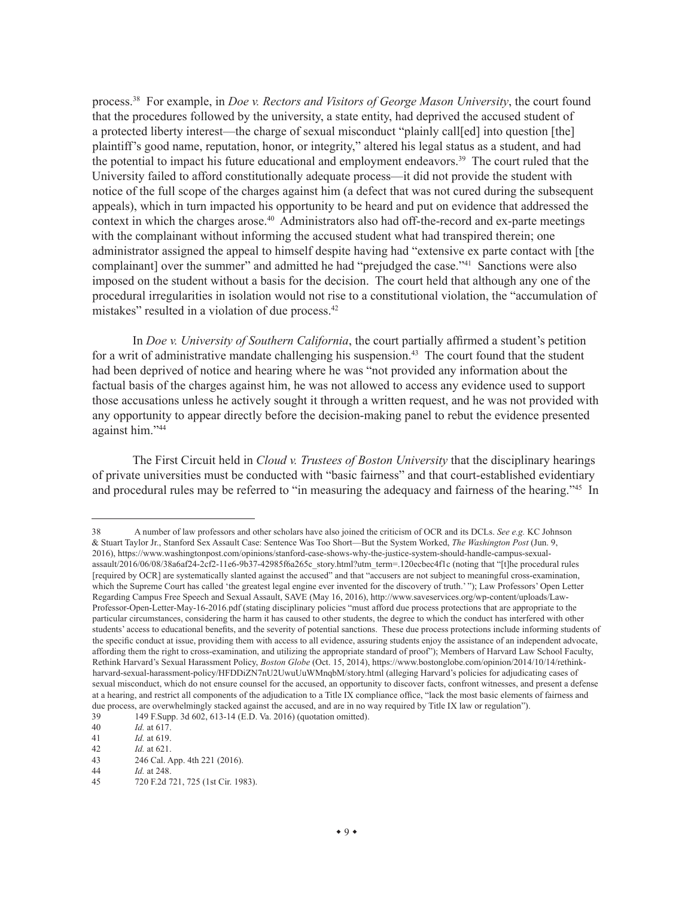process.[38] For example, in *Doe v. Rectors and Visitors of George Mason University*, the court found that the procedures followed by the university, a state entity, had deprived the accused student of a protected liberty interest—the charge of sexual misconduct "plainly call[ed] into question [the] plaintiff's good name, reputation, honor, or integrity," altered his legal status as a student, and had the potential to impact his future educational and employment endeavors.[39] The court ruled that the University failed to afford constitutionally adequate process—it did not provide the student with notice of the full scope of the charges against him (a defect that was not cured during the subsequent appeals), which in turn impacted his opportunity to be heard and put on evidence that addressed the context in which the charges arose.[40] Administrators also had off-the-record and ex-parte meetings with the complainant without informing the accused student what had transpired therein; one administrator assigned the appeal to himself despite having had "extensive ex parte contact with [the complainant] over the summer" and admitted he had "prejudged the case."[41] Sanctions were also imposed on the student without a basis for the decision. The court held that although any one of the procedural irregularities in isolation would not rise to a constitutional violation, the "accumulation of mistakes" resulted in a violation of due process.[42]

In *Doe v. University of Southern California*, the court partially affirmed a student's petition for a writ of administrative mandate challenging his suspension.[43] The court found that the student had been deprived of notice and hearing where he was "not provided any information about the factual basis of the charges against him, he was not allowed to access any evidence used to support those accusations unless he actively sought it through a written request, and he was not provided with any opportunity to appear directly before the decision-making panel to rebut the evidence presented against him."[44]

The First Circuit held in *Cloud v. Trustees of Boston University* that the disciplinary hearings of private universities must be conducted with "basic fairness" and that court-established evidentiary and procedural rules may be referred to "in measuring the adequacy and fairness of the hearing."[45] In

---

38 A number of law professors and other scholars have also joined the criticism of OCR and its DCLs. *See e.g.* KC Johnson & Stuart Taylor Jr., Stanford Sex Assault Case: Sentence Was Too Short—But the System Worked, *The Washington Post* (Jun. 9, 2016), https://www.washingtonpost.com/opinions/stanford-case-shows-why-the-justice-system-should-handle-campus-sexual-assault/2016/06/08/38a6af24-2cf2-11e6-9b37-42985f6a265c_story.html?utm_term=.120ecbec4f1c (noting that "[t]he procedural rules [required by OCR] are systematically slanted against the accused" and that "accusers are not subject to meaningful cross-examination, which the Supreme Court has called 'the greatest legal engine ever invented for the discovery of truth.' "); Law Professors' Open Letter Regarding Campus Free Speech and Sexual Assault, SAVE (May 16, 2016), http://www.saveservices.org/wp-content/uploads/Law-Professor-Open-Letter-May-16-2016.pdf (stating disciplinary policies "must afford due process protections that are appropriate to the particular circumstances, considering the harm it has caused to other students, the degree to which the conduct has interfered with other students' access to educational benefits, and the severity of potential sanctions. These due process protections include informing students of the specific conduct at issue, providing them with access to all evidence, assuring students enjoy the assistance of an independent advocate, affording them the right to cross-examination, and utilizing the appropriate standard of proof"); Members of Harvard Law School Faculty, Rethink Harvard's Sexual Harassment Policy, *Boston Globe* (Oct. 15, 2014), https://www.bostonglobe.com/opinion/2014/10/14/rethink-harvard-sexual-harassment-policy/HFDDiZN7nU2UwuUuWMnqbM/story.html (alleging Harvard's policies for adjudicating cases of sexual misconduct, which do not ensure counsel for the accused, an opportunity to discover facts, confront witnesses, and present a defense at a hearing, and restrict all components of the adjudication to a Title IX compliance office, "lack the most basic elements of fairness and due process, are overwhelmingly stacked against the accused, and are in no way required by Title IX law or regulation").

39 149 F.Supp. 3d 602, 613-14 (E.D. Va. 2016) (quotation omitted).

40 *Id.* at 617.

41 *Id.* at 619.

42 *Id.* at 621.

43 246 Cal. App. 4th 221 (2016).

44 *Id.* at 248.

45 720 F.2d 721, 725 (1st Cir. 1983).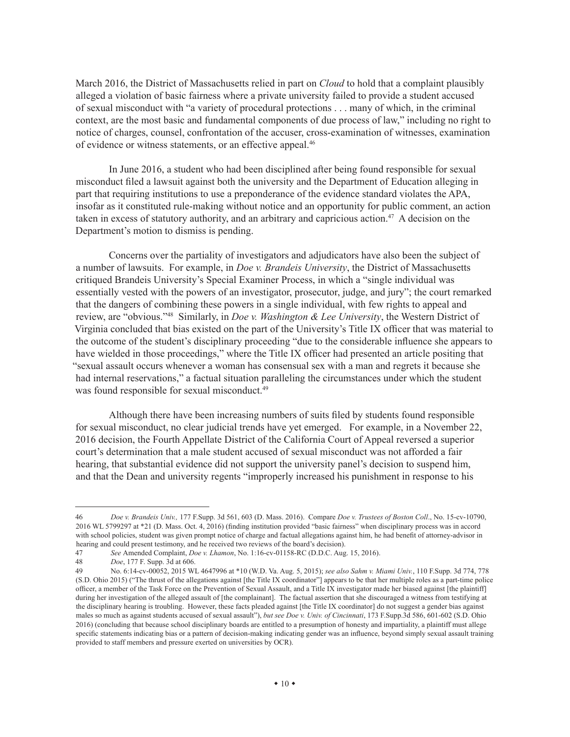March 2016, the District of Massachusetts relied in part on *Cloud* to hold that a complaint plausibly alleged a violation of basic fairness where a private university failed to provide a student accused of sexual misconduct with "a variety of procedural protections . . . many of which, in the criminal context, are the most basic and fundamental components of due process of law," including no right to notice of charges, counsel, confrontation of the accuser, cross-examination of witnesses, examination of evidence or witness statements, or an effective appeal.[46]

In June 2016, a student who had been disciplined after being found responsible for sexual misconduct filed a lawsuit against both the university and the Department of Education alleging in part that requiring institutions to use a preponderance of the evidence standard violates the APA, insofar as it constituted rule-making without notice and an opportunity for public comment, an action taken in excess of statutory authority, and an arbitrary and capricious action.[47] A decision on the Department's motion to dismiss is pending.

Concerns over the partiality of investigators and adjudicators have also been the subject of a number of lawsuits. For example, in *Doe v. Brandeis University*, the District of Massachusetts critiqued Brandeis University's Special Examiner Process, in which a "single individual was essentially vested with the powers of an investigator, prosecutor, judge, and jury"; the court remarked that the dangers of combining these powers in a single individual, with few rights to appeal and review, are "obvious."[48] Similarly, in *Doe v. Washington & Lee University*, the Western District of Virginia concluded that bias existed on the part of the University's Title IX officer that was material to the outcome of the student's disciplinary proceeding "due to the considerable influence she appears to have wielded in those proceedings," where the Title IX officer had presented an article positing that "sexual assault occurs whenever a woman has consensual sex with a man and regrets it because she had internal reservations," a factual situation paralleling the circumstances under which the student was found responsible for sexual misconduct.[49]

Although there have been increasing numbers of suits filed by students found responsible for sexual misconduct, no clear judicial trends have yet emerged. For example, in a November 22, 2016 decision, the Fourth Appellate District of the California Court of Appeal reversed a superior court's determination that a male student accused of sexual misconduct was not afforded a fair hearing, that substantial evidence did not support the university panel's decision to suspend him, and that the Dean and university regents "improperly increased his punishment in response to his

---

46 *Doe v. Brandeis Univ.,* 177 F.Supp. 3d 561, 603 (D. Mass. 2016). Compare *Doe v. Trustees of Boston Coll*., No. 15-cv-10790, 2016 WL 5799297 at *21 (D. Mass. Oct. 4, 2016) (finding institution provided "basic fairness" when disciplinary process was in accord with school policies, student was given prompt notice of charge and factual allegations against him, he had benefit of attorney-advisor in hearing and could present testimony, and he received two reviews of the board's decision).

47 *See* Amended Complaint, *Doe v. Lhamon*, No. 1:16-cv-01158-RC (D.D.C. Aug. 15, 2016).

48 *Doe*, 177 F. Supp. 3d at 606.

49 No. 6:14-cv-00052, 2015 WL 4647996 at *10 (W.D. Va. Aug. 5, 2015); *see also Sahm v. Miami Univ.*, 110 F.Supp. 3d 774, 778 (S.D. Ohio 2015) ("The thrust of the allegations against [the Title IX coordinator"] appears to be that her multiple roles as a part-time police officer, a member of the Task Force on the Prevention of Sexual Assault, and a Title IX investigator made her biased against [the plaintiff] during her investigation of the alleged assault of [the complainant]. The factual assertion that she discouraged a witness from testifying at the disciplinary hearing is troubling. However, these facts pleaded against [the Title IX coordinator] do not suggest a gender bias against males so much as against students accused of sexual assault"), *but see Doe v. Univ. of Cincinnati*, 173 F.Supp.3d 586, 601-602 (S.D. Ohio 2016) (concluding that because school disciplinary boards are entitled to a presumption of honesty and impartiality, a plaintiff must allege specific statements indicating bias or a pattern of decision-making indicating gender was an influence, beyond simply sexual assault training provided to staff members and pressure exerted on universities by OCR).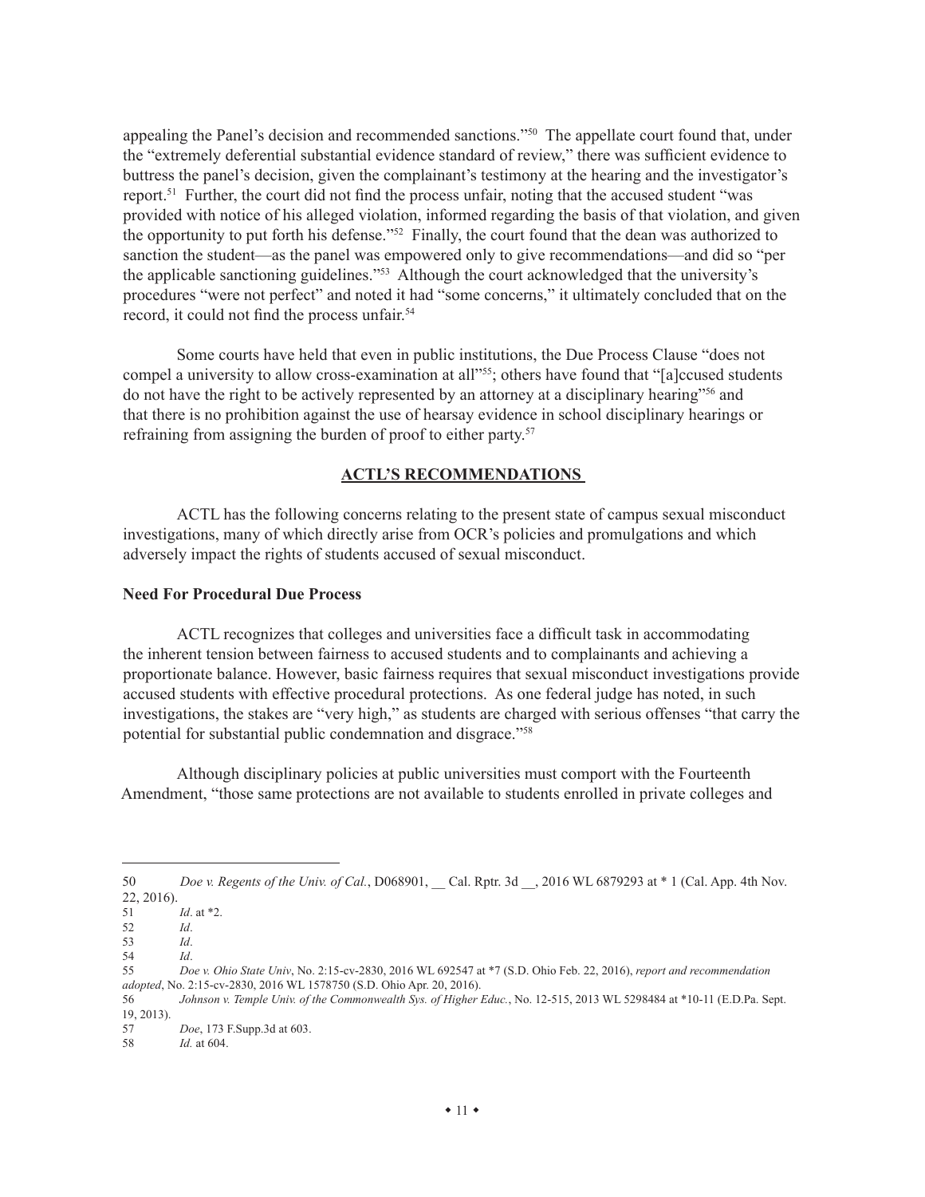appealing the Panel's decision and recommended sanctions."[50] The appellate court found that, under the "extremely deferential substantial evidence standard of review," there was sufficient evidence to buttress the panel's decision, given the complainant's testimony at the hearing and the investigator's report.[51] Further, the court did not find the process unfair, noting that the accused student "was provided with notice of his alleged violation, informed regarding the basis of that violation, and given the opportunity to put forth his defense."[52] Finally, the court found that the dean was authorized to sanction the student—as the panel was empowered only to give recommendations—and did so "per the applicable sanctioning guidelines."[53] Although the court acknowledged that the university's procedures "were not perfect" and noted it had "some concerns," it ultimately concluded that on the record, it could not find the process unfair.[54]

Some courts have held that even in public institutions, the Due Process Clause "does not compel a university to allow cross-examination at all"[55]; others have found that "[a]ccused students do not have the right to be actively represented by an attorney at a disciplinary hearing"[56] and that there is no prohibition against the use of hearsay evidence in school disciplinary hearings or refraining from assigning the burden of proof to either party.[57]

## ACTL'S RECOMMENDATIONS

ACTL has the following concerns relating to the present state of campus sexual misconduct investigations, many of which directly arise from OCR's policies and promulgations and which adversely impact the rights of students accused of sexual misconduct.

### Need For Procedural Due Process

ACTL recognizes that colleges and universities face a difficult task in accommodating the inherent tension between fairness to accused students and to complainants and achieving a proportionate balance. However, basic fairness requires that sexual misconduct investigations provide accused students with effective procedural protections. As one federal judge has noted, in such investigations, the stakes are "very high," as students are charged with serious offenses "that carry the potential for substantial public condemnation and disgrace."[58]

Although disciplinary policies at public universities must comport with the Fourteenth Amendment, "those same protections are not available to students enrolled in private colleges and

---

50 *Doe v. Regents of the Univ. of Cal.*, D068901, __ Cal. Rptr. 3d __, 2016 WL 6879293 at * 1 (Cal. App. 4th Nov. 22, 2016).

51 *Id*. at *2.

52 *Id*.

53 *Id*.

54 *Id*.

55 *Doe v. Ohio State Univ*, No. 2:15-cv-2830, 2016 WL 692547 at *7 (S.D. Ohio Feb. 22, 2016), *report and recommendation adopted*, No. 2:15-cv-2830, 2016 WL 1578750 (S.D. Ohio Apr. 20, 2016).

56 *Johnson v. Temple Univ. of the Commonwealth Sys. of Higher Educ.*, No. 12-515, 2013 WL 5298484 at *10-11 (E.D.Pa. Sept. 19, 2013).

57 *Doe*, 173 F.Supp.3d at 603.

58 *Id.* at 604.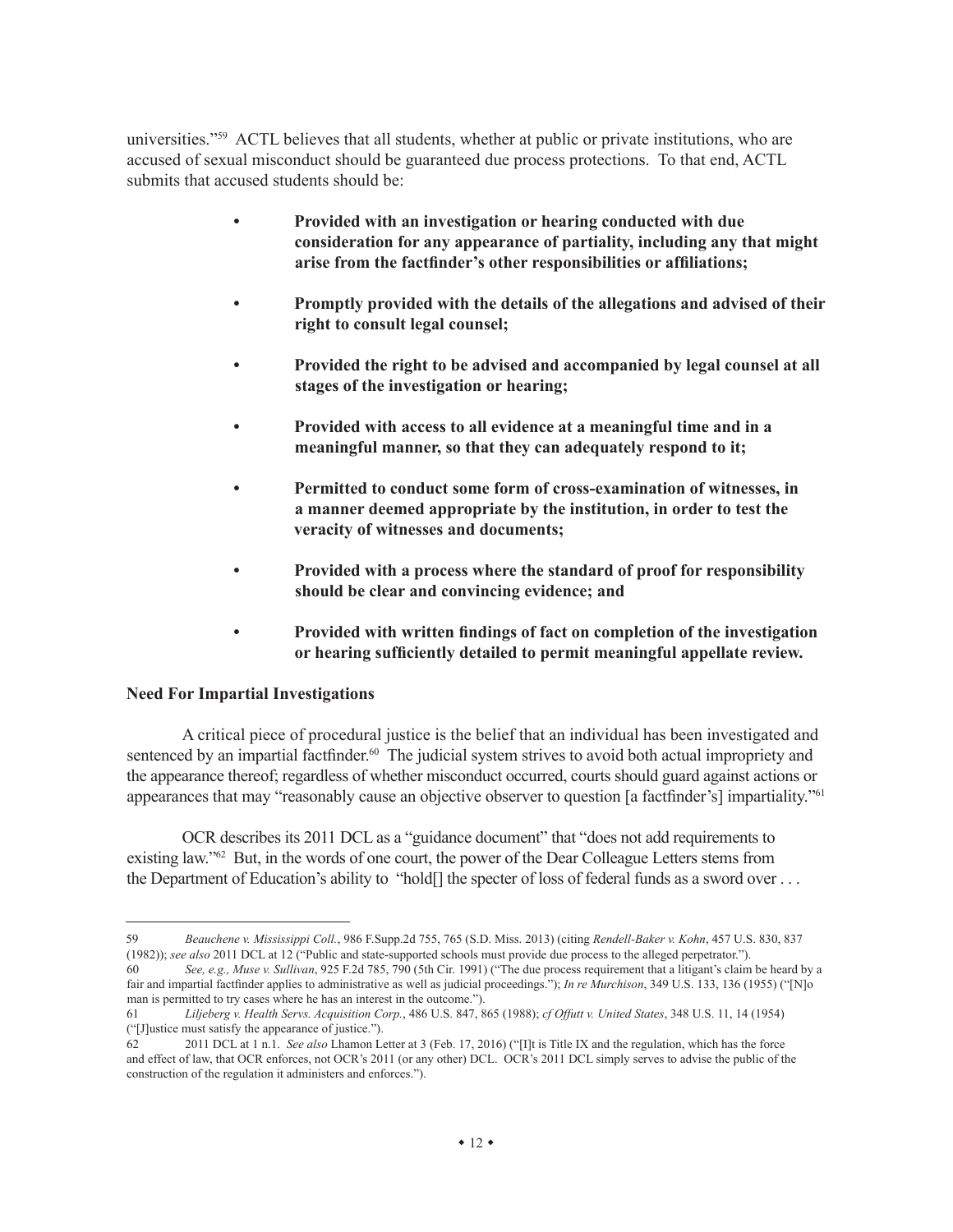universities."[59] ACTL believes that all students, whether at public or private institutions, who are accused of sexual misconduct should be guaranteed due process protections. To that end, ACTL submits that accused students should be:

- **Provided with an investigation or hearing conducted with due consideration for any appearance of partiality, including any that might arise from the factfinder's other responsibilities or affiliations;**
- **Promptly provided with the details of the allegations and advised of their right to consult legal counsel;**
- **Provided the right to be advised and accompanied by legal counsel at all stages of the investigation or hearing;**
- **Provided with access to all evidence at a meaningful time and in a meaningful manner, so that they can adequately respond to it;**
- **Permitted to conduct some form of cross-examination of witnesses, in a manner deemed appropriate by the institution, in order to test the veracity of witnesses and documents;**
- **Provided with a process where the standard of proof for responsibility should be clear and convincing evidence; and**
- **Provided with written findings of fact on completion of the investigation or hearing sufficiently detailed to permit meaningful appellate review.**

**Need For Impartial Investigations**

A critical piece of procedural justice is the belief that an individual has been investigated and sentenced by an impartial factfinder.[60] The judicial system strives to avoid both actual impropriety and the appearance thereof; regardless of whether misconduct occurred, courts should guard against actions or appearances that may "reasonably cause an objective observer to question [a factfinder's] impartiality."[61]

OCR describes its 2011 DCL as a "guidance document" that "does not add requirements to existing law."[62] But, in the words of one court, the power of the Dear Colleague Letters stems from the Department of Education's ability to "hold[] the specter of loss of federal funds as a sword over . . .

---

59 *Beauchene v. Mississippi Coll.*, 986 F.Supp.2d 755, 765 (S.D. Miss. 2013) (citing *Rendell-Baker v. Kohn*, 457 U.S. 830, 837 (1982)); *see also* 2011 DCL at 12 ("Public and state-supported schools must provide due process to the alleged perpetrator.").

60 *See, e.g., Muse v. Sullivan*, 925 F.2d 785, 790 (5th Cir. 1991) ("The due process requirement that a litigant's claim be heard by a fair and impartial factfinder applies to administrative as well as judicial proceedings."); *In re Murchison*, 349 U.S. 133, 136 (1955) ("[N]o man is permitted to try cases where he has an interest in the outcome.").

61 *Liljeberg v. Health Servs. Acquisition Corp.*, 486 U.S. 847, 865 (1988); *cf Offutt v. United States*, 348 U.S. 11, 14 (1954) ("[J]ustice must satisfy the appearance of justice.").

62 2011 DCL at 1 n.1. *See also* Lhamon Letter at 3 (Feb. 17, 2016) ("[I]t is Title IX and the regulation, which has the force and effect of law, that OCR enforces, not OCR's 2011 (or any other) DCL. OCR's 2011 DCL simply serves to advise the public of the construction of the regulation it administers and enforces.").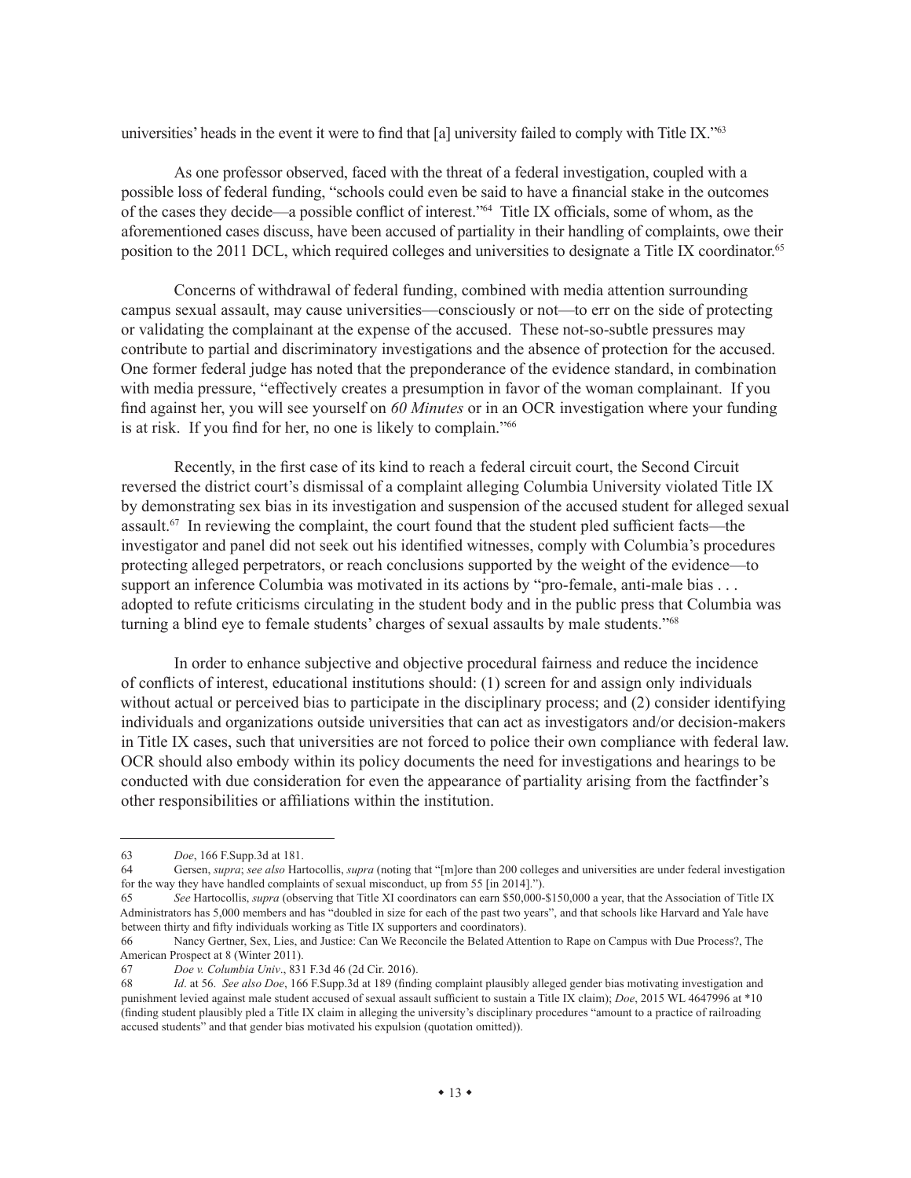universities' heads in the event it were to find that [a] university failed to comply with Title IX."[63]

As one professor observed, faced with the threat of a federal investigation, coupled with a possible loss of federal funding, "schools could even be said to have a financial stake in the outcomes of the cases they decide—a possible conflict of interest."[64] Title IX officials, some of whom, as the aforementioned cases discuss, have been accused of partiality in their handling of complaints, owe their position to the 2011 DCL, which required colleges and universities to designate a Title IX coordinator.[65]

Concerns of withdrawal of federal funding, combined with media attention surrounding campus sexual assault, may cause universities—consciously or not—to err on the side of protecting or validating the complainant at the expense of the accused. These not-so-subtle pressures may contribute to partial and discriminatory investigations and the absence of protection for the accused. One former federal judge has noted that the preponderance of the evidence standard, in combination with media pressure, "effectively creates a presumption in favor of the woman complainant. If you find against her, you will see yourself on *60 Minutes* or in an OCR investigation where your funding is at risk. If you find for her, no one is likely to complain."[66]

Recently, in the first case of its kind to reach a federal circuit court, the Second Circuit reversed the district court's dismissal of a complaint alleging Columbia University violated Title IX by demonstrating sex bias in its investigation and suspension of the accused student for alleged sexual assault.[67] In reviewing the complaint, the court found that the student pled sufficient facts—the investigator and panel did not seek out his identified witnesses, comply with Columbia's procedures protecting alleged perpetrators, or reach conclusions supported by the weight of the evidence—to support an inference Columbia was motivated in its actions by "pro-female, anti-male bias . . . adopted to refute criticisms circulating in the student body and in the public press that Columbia was turning a blind eye to female students' charges of sexual assaults by male students."[68]

In order to enhance subjective and objective procedural fairness and reduce the incidence of conflicts of interest, educational institutions should: (1) screen for and assign only individuals without actual or perceived bias to participate in the disciplinary process; and (2) consider identifying individuals and organizations outside universities that can act as investigators and/or decision-makers in Title IX cases, such that universities are not forced to police their own compliance with federal law. OCR should also embody within its policy documents the need for investigations and hearings to be conducted with due consideration for even the appearance of partiality arising from the factfinder's other responsibilities or affiliations within the institution.

---

63 *Doe*, 166 F.Supp.3d at 181.

64 Gersen, *supra*; *see also* Hartocollis, *supra* (noting that "[m]ore than 200 colleges and universities are under federal investigation for the way they have handled complaints of sexual misconduct, up from 55 [in 2014].").

65 *See* Hartocollis, *supra* (observing that Title XI coordinators can earn $50,000-$150,000 a year, that the Association of Title IX Administrators has 5,000 members and has "doubled in size for each of the past two years", and that schools like Harvard and Yale have between thirty and fifty individuals working as Title IX supporters and coordinators).

66 Nancy Gertner, Sex, Lies, and Justice: Can We Reconcile the Belated Attention to Rape on Campus with Due Process?, The American Prospect at 8 (Winter 2011).

67 *Doe v. Columbia Univ*., 831 F.3d 46 (2d Cir. 2016).

68 *Id*. at 56. *See also Doe*, 166 F.Supp.3d at 189 (finding complaint plausibly alleged gender bias motivating investigation and punishment levied against male student accused of sexual assault sufficient to sustain a Title IX claim); *Doe*, 2015 WL 4647996 at *10 (finding student plausibly pled a Title IX claim in alleging the university's disciplinary procedures "amount to a practice of railroading accused students" and that gender bias motivated his expulsion (quotation omitted)).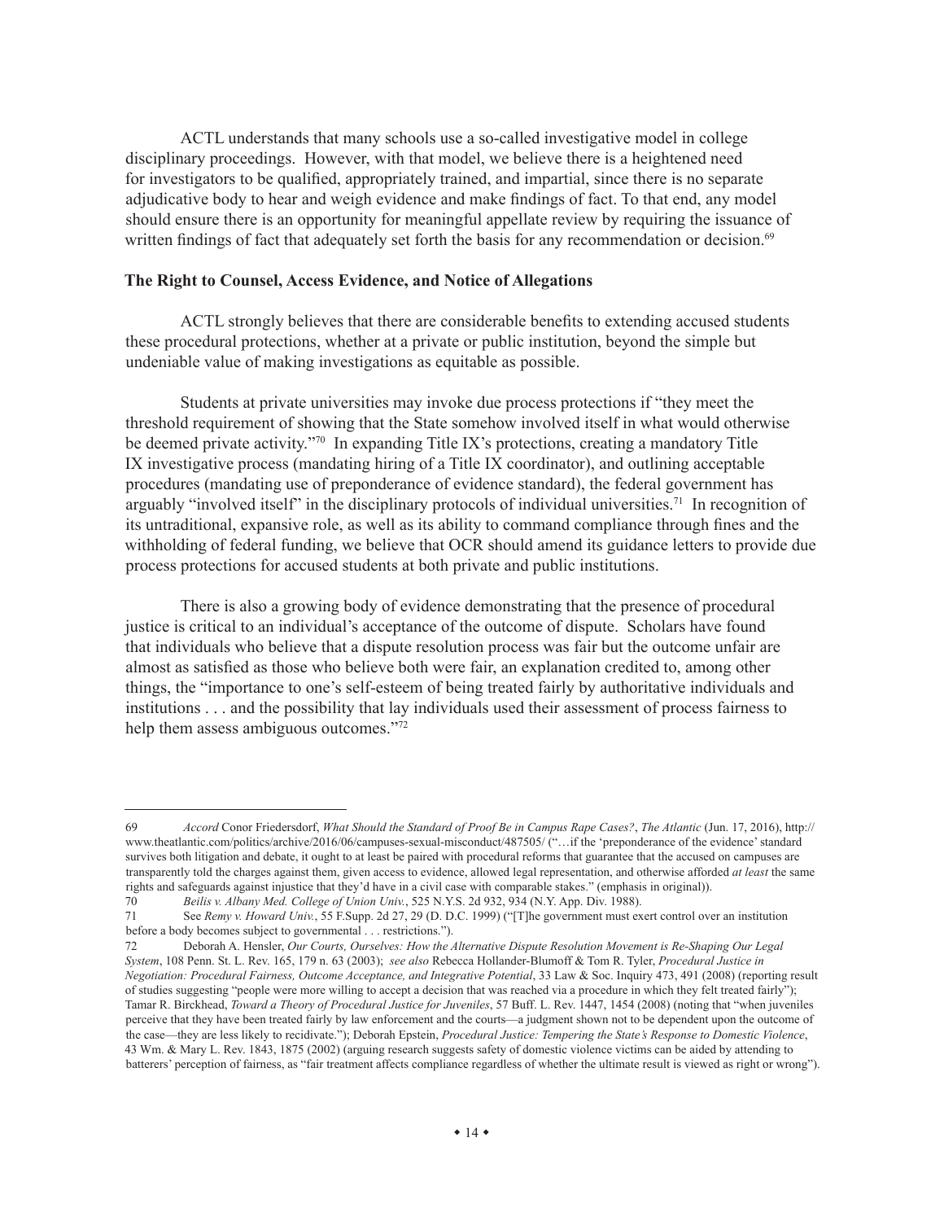ACTL understands that many schools use a so-called investigative model in college disciplinary proceedings. However, with that model, we believe there is a heightened need for investigators to be qualified, appropriately trained, and impartial, since there is no separate adjudicative body to hear and weigh evidence and make findings of fact. To that end, any model should ensure there is an opportunity for meaningful appellate review by requiring the issuance of written findings of fact that adequately set forth the basis for any recommendation or decision.[69]

### The Right to Counsel, Access Evidence, and Notice of Allegations

ACTL strongly believes that there are considerable benefits to extending accused students these procedural protections, whether at a private or public institution, beyond the simple but undeniable value of making investigations as equitable as possible.

Students at private universities may invoke due process protections if "they meet the threshold requirement of showing that the State somehow involved itself in what would otherwise be deemed private activity."[70] In expanding Title IX's protections, creating a mandatory Title IX investigative process (mandating hiring of a Title IX coordinator), and outlining acceptable procedures (mandating use of preponderance of evidence standard), the federal government has arguably "involved itself" in the disciplinary protocols of individual universities.[71] In recognition of its untraditional, expansive role, as well as its ability to command compliance through fines and the withholding of federal funding, we believe that OCR should amend its guidance letters to provide due process protections for accused students at both private and public institutions.

There is also a growing body of evidence demonstrating that the presence of procedural justice is critical to an individual's acceptance of the outcome of dispute. Scholars have found that individuals who believe that a dispute resolution process was fair but the outcome unfair are almost as satisfied as those who believe both were fair, an explanation credited to, among other things, the "importance to one's self-esteem of being treated fairly by authoritative individuals and institutions . . . and the possibility that lay individuals used their assessment of process fairness to help them assess ambiguous outcomes."[72]

---

69 *Accord* Conor Friedersdorf, *What Should the Standard of Proof Be in Campus Rape Cases?*, *The Atlantic* (Jun. 17, 2016), http://www.theatlantic.com/politics/archive/2016/06/campuses-sexual-misconduct/487505/ ("…if the 'preponderance of the evidence' standard survives both litigation and debate, it ought to at least be paired with procedural reforms that guarantee that the accused on campuses are transparently told the charges against them, given access to evidence, allowed legal representation, and otherwise afforded *at least* the same rights and safeguards against injustice that they'd have in a civil case with comparable stakes." (emphasis in original)).

70 *Beilis v. Albany Med. College of Union Univ.*, 525 N.Y.S. 2d 932, 934 (N.Y. App. Div. 1988).

71 See *Remy v. Howard Univ.*, 55 F.Supp. 2d 27, 29 (D. D.C. 1999) ("[T]he government must exert control over an institution before a body becomes subject to governmental . . . restrictions.").

72 Deborah A. Hensler, *Our Courts, Ourselves: How the Alternative Dispute Resolution Movement is Re-Shaping Our Legal System*, 108 Penn. St. L. Rev. 165, 179 n. 63 (2003); *see also* Rebecca Hollander-Blumoff & Tom R. Tyler, *Procedural Justice in Negotiation: Procedural Fairness, Outcome Acceptance, and Integrative Potential*, 33 Law & Soc. Inquiry 473, 491 (2008) (reporting result of studies suggesting "people were more willing to accept a decision that was reached via a procedure in which they felt treated fairly"); Tamar R. Birckhead, *Toward a Theory of Procedural Justice for Juveniles*, 57 Buff. L. Rev. 1447, 1454 (2008) (noting that "when juveniles perceive that they have been treated fairly by law enforcement and the courts—a judgment shown not to be dependent upon the outcome of the case—they are less likely to recidivate."); Deborah Epstein, *Procedural Justice: Tempering the State's Response to Domestic Violence*, 43 Wm. & Mary L. Rev. 1843, 1875 (2002) (arguing research suggests safety of domestic violence victims can be aided by attending to batterers' perception of fairness, as "fair treatment affects compliance regardless of whether the ultimate result is viewed as right or wrong").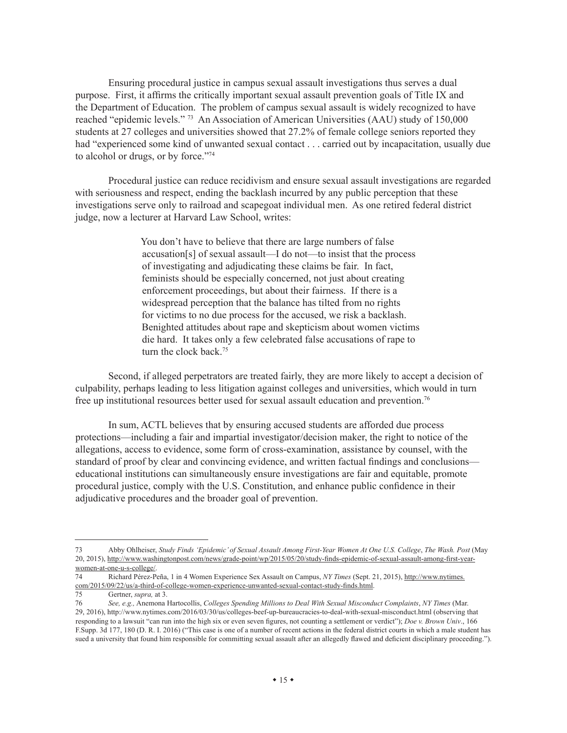Ensuring procedural justice in campus sexual assault investigations thus serves a dual purpose. First, it affirms the critically important sexual assault prevention goals of Title IX and the Department of Education. The problem of campus sexual assault is widely recognized to have reached "epidemic levels." [73] An Association of American Universities (AAU) study of 150,000 students at 27 colleges and universities showed that 27.2% of female college seniors reported they had "experienced some kind of unwanted sexual contact . . . carried out by incapacitation, usually due to alcohol or drugs, or by force."[74]

Procedural justice can reduce recidivism and ensure sexual assault investigations are regarded with seriousness and respect, ending the backlash incurred by any public perception that these investigations serve only to railroad and scapegoat individual men. As one retired federal district judge, now a lecturer at Harvard Law School, writes:

> You don't have to believe that there are large numbers of false accusation[s] of sexual assault—I do not—to insist that the process of investigating and adjudicating these claims be fair. In fact, feminists should be especially concerned, not just about creating enforcement proceedings, but about their fairness. If there is a widespread perception that the balance has tilted from no rights for victims to no due process for the accused, we risk a backlash. Benighted attitudes about rape and skepticism about women victims die hard. It takes only a few celebrated false accusations of rape to turn the clock back.[75]

Second, if alleged perpetrators are treated fairly, they are more likely to accept a decision of culpability, perhaps leading to less litigation against colleges and universities, which would in turn free up institutional resources better used for sexual assault education and prevention.[76]

In sum, ACTL believes that by ensuring accused students are afforded due process protections—including a fair and impartial investigator/decision maker, the right to notice of the allegations, access to evidence, some form of cross-examination, assistance by counsel, with the standard of proof by clear and convincing evidence, and written factual findings and conclusions—educational institutions can simultaneously ensure investigations are fair and equitable, promote procedural justice, comply with the U.S. Constitution, and enhance public confidence in their adjudicative procedures and the broader goal of prevention.

---

73 Abby Ohlheiser, *Study Finds 'Epidemic' of Sexual Assault Among First-Year Women At One U.S. College*, *The Wash. Post* (May 20, 2015), http://www.washingtonpost.com/news/grade-point/wp/2015/05/20/study-finds-epidemic-of-sexual-assault-among-first-year-women-at-one-u-s-college/.

74 Richard Pérez-Peña, 1 in 4 Women Experience Sex Assault on Campus, *NY Times* (Sept. 21, 2015), http://www.nytimes.com/2015/09/22/us/a-third-of-college-women-experience-unwanted-sexual-contact-study-finds.html.

75 Gertner, *supra,* at 3.

76 *See, e.g.,* Anemona Hartocollis, *Colleges Spending Millions to Deal With Sexual Misconduct Complaints*, *NY Times* (Mar. 29, 2016), http://www.nytimes.com/2016/03/30/us/colleges-beef-up-bureaucracies-to-deal-with-sexual-misconduct.html (observing that responding to a lawsuit "can run into the high six or even seven figures, not counting a settlement or verdict"); *Doe v. Brown Univ*., 166 F.Supp. 3d 177, 180 (D. R. I. 2016) ("This case is one of a number of recent actions in the federal district courts in which a male student has sued a university that found him responsible for committing sexual assault after an allegedly flawed and deficient disciplinary proceeding.").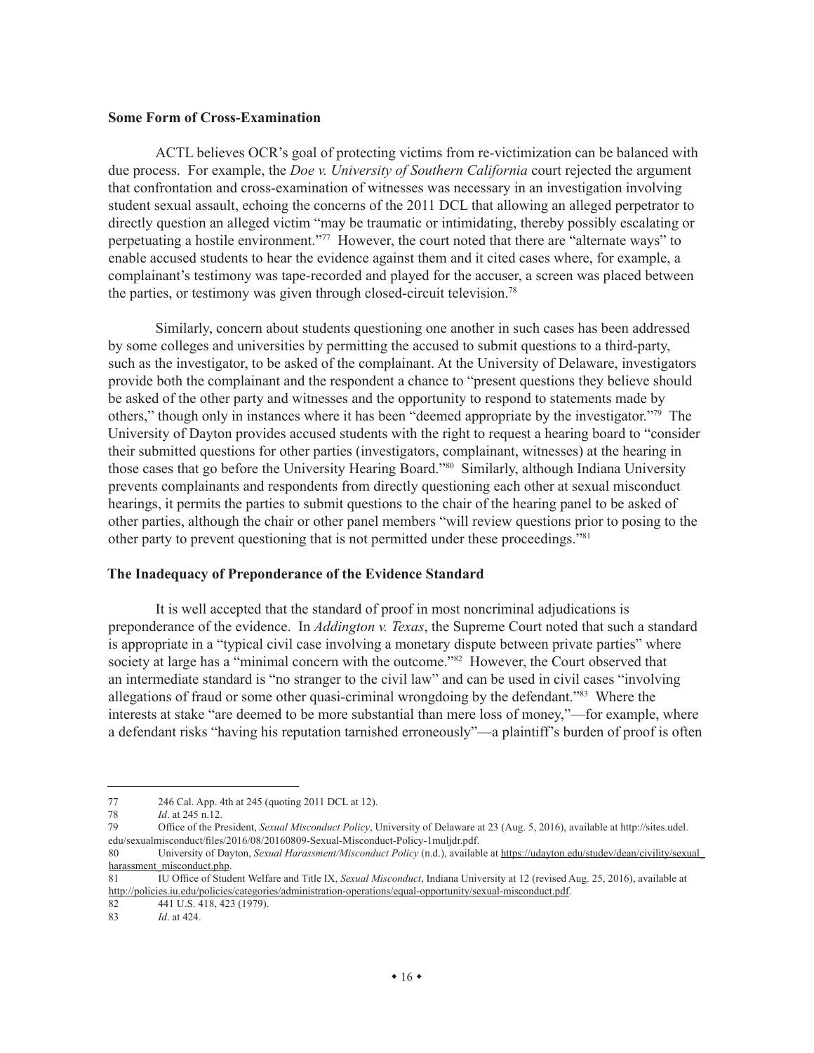**Some Form of Cross-Examination**

ACTL believes OCR's goal of protecting victims from re-victimization can be balanced with due process. For example, the *Doe v. University of Southern California* court rejected the argument that confrontation and cross-examination of witnesses was necessary in an investigation involving student sexual assault, echoing the concerns of the 2011 DCL that allowing an alleged perpetrator to directly question an alleged victim "may be traumatic or intimidating, thereby possibly escalating or perpetuating a hostile environment."[77] However, the court noted that there are "alternate ways" to enable accused students to hear the evidence against them and it cited cases where, for example, a complainant's testimony was tape-recorded and played for the accuser, a screen was placed between the parties, or testimony was given through closed-circuit television.[78]

Similarly, concern about students questioning one another in such cases has been addressed by some colleges and universities by permitting the accused to submit questions to a third-party, such as the investigator, to be asked of the complainant. At the University of Delaware, investigators provide both the complainant and the respondent a chance to "present questions they believe should be asked of the other party and witnesses and the opportunity to respond to statements made by others," though only in instances where it has been "deemed appropriate by the investigator."[79] The University of Dayton provides accused students with the right to request a hearing board to "consider their submitted questions for other parties (investigators, complainant, witnesses) at the hearing in those cases that go before the University Hearing Board."[80] Similarly, although Indiana University prevents complainants and respondents from directly questioning each other at sexual misconduct hearings, it permits the parties to submit questions to the chair of the hearing panel to be asked of other parties, although the chair or other panel members "will review questions prior to posing to the other party to prevent questioning that is not permitted under these proceedings."[81]

**The Inadequacy of Preponderance of the Evidence Standard**

It is well accepted that the standard of proof in most noncriminal adjudications is preponderance of the evidence. In *Addington v. Texas*, the Supreme Court noted that such a standard is appropriate in a "typical civil case involving a monetary dispute between private parties" where society at large has a "minimal concern with the outcome."[82] However, the Court observed that an intermediate standard is "no stranger to the civil law" and can be used in civil cases "involving allegations of fraud or some other quasi-criminal wrongdoing by the defendant."[83] Where the interests at stake "are deemed to be more substantial than mere loss of money,"—for example, where a defendant risks "having his reputation tarnished erroneously"—a plaintiff's burden of proof is often

---

77 246 Cal. App. 4th at 245 (quoting 2011 DCL at 12).

78 *Id*. at 245 n.12.

79 Office of the President, *Sexual Misconduct Policy*, University of Delaware at 23 (Aug. 5, 2016), available at http://sites.udel.edu/sexualmisconduct/files/2016/08/20160809-Sexual-Misconduct-Policy-1muljdr.pdf.

80 University of Dayton, *Sexual Harassment/Misconduct Policy* (n.d.), available at https://udayton.edu/studev/dean/civility/sexual_harassment_misconduct.php.

81 IU Office of Student Welfare and Title IX, *Sexual Misconduct*, Indiana University at 12 (revised Aug. 25, 2016), available at http://policies.iu.edu/policies/categories/administration-operations/equal-opportunity/sexual-misconduct.pdf.

82 441 U.S. 418, 423 (1979).

83 *Id*. at 424.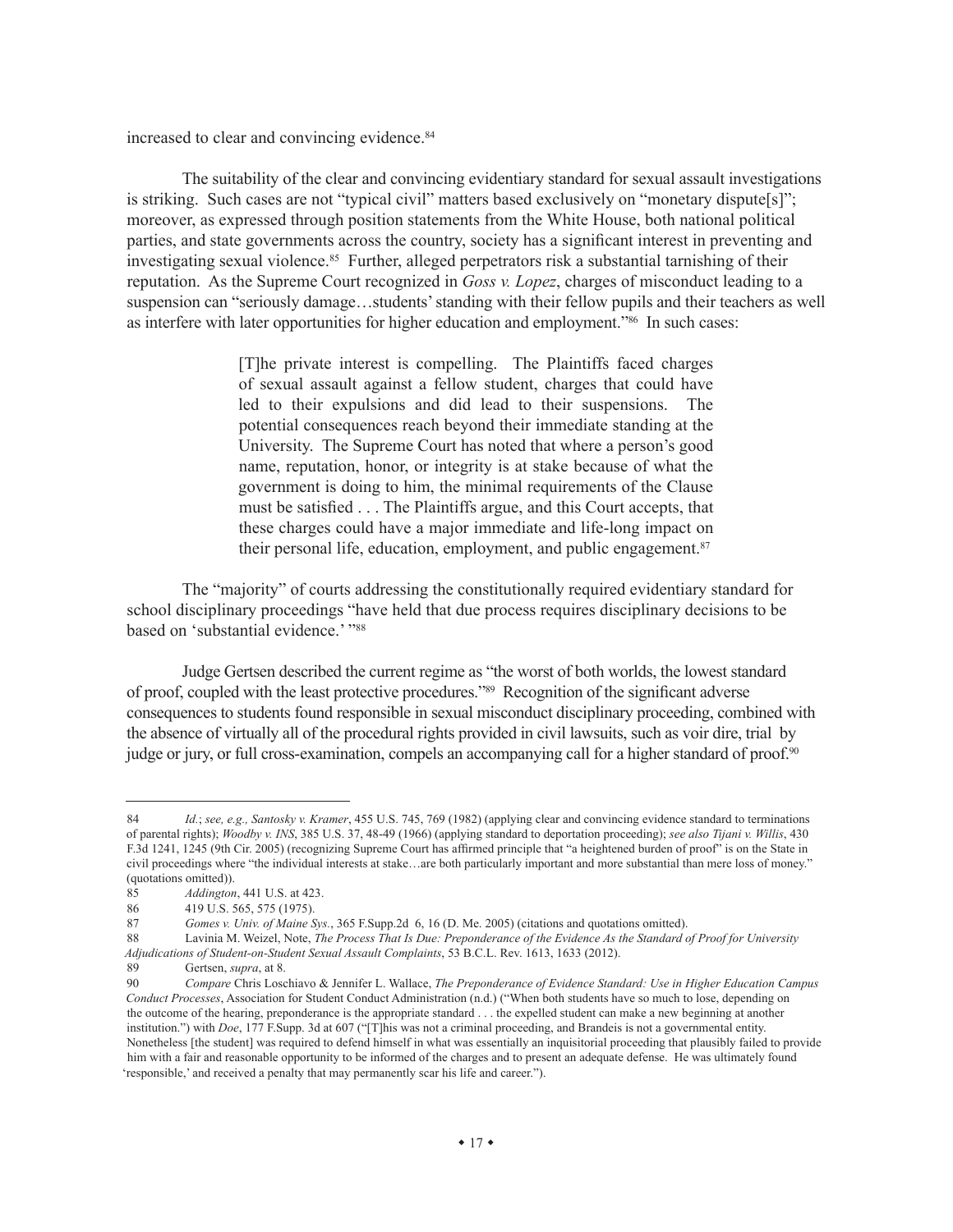increased to clear and convincing evidence.[84]

The suitability of the clear and convincing evidentiary standard for sexual assault investigations is striking. Such cases are not "typical civil" matters based exclusively on "monetary dispute[s]"; moreover, as expressed through position statements from the White House, both national political parties, and state governments across the country, society has a significant interest in preventing and investigating sexual violence.[85] Further, alleged perpetrators risk a substantial tarnishing of their reputation. As the Supreme Court recognized in *Goss v. Lopez*, charges of misconduct leading to a suspension can "seriously damage…students' standing with their fellow pupils and their teachers as well as interfere with later opportunities for higher education and employment."[86] In such cases:

> [T]he private interest is compelling. The Plaintiffs faced charges of sexual assault against a fellow student, charges that could have led to their expulsions and did lead to their suspensions. The potential consequences reach beyond their immediate standing at the University. The Supreme Court has noted that where a person's good name, reputation, honor, or integrity is at stake because of what the government is doing to him, the minimal requirements of the Clause must be satisfied . . . The Plaintiffs argue, and this Court accepts, that these charges could have a major immediate and life-long impact on their personal life, education, employment, and public engagement.[87]

The "majority" of courts addressing the constitutionally required evidentiary standard for school disciplinary proceedings "have held that due process requires disciplinary decisions to be based on 'substantial evidence.' "[88]

Judge Gertsen described the current regime as "the worst of both worlds, the lowest standard of proof, coupled with the least protective procedures."[89] Recognition of the significant adverse consequences to students found responsible in sexual misconduct disciplinary proceeding, combined with the absence of virtually all of the procedural rights provided in civil lawsuits, such as voir dire, trial by judge or jury, or full cross-examination, compels an accompanying call for a higher standard of proof.[90]

---

84 *Id.*; *see, e.g., Santosky v. Kramer*, 455 U.S. 745, 769 (1982) (applying clear and convincing evidence standard to terminations of parental rights); *Woodby v. INS*, 385 U.S. 37, 48-49 (1966) (applying standard to deportation proceeding); *see also Tijani v. Willis*, 430 F.3d 1241, 1245 (9th Cir. 2005) (recognizing Supreme Court has affirmed principle that "a heightened burden of proof" is on the State in civil proceedings where "the individual interests at stake…are both particularly important and more substantial than mere loss of money." (quotations omitted)).

85 *Addington*, 441 U.S. at 423.

86 419 U.S. 565, 575 (1975).

87 *Gomes v. Univ. of Maine Sys.*, 365 F.Supp.2d 6, 16 (D. Me. 2005) (citations and quotations omitted).

88 Lavinia M. Weizel, Note, *The Process That Is Due: Preponderance of the Evidence As the Standard of Proof for University Adjudications of Student-on-Student Sexual Assault Complaints*, 53 B.C.L. Rev. 1613, 1633 (2012).

89 Gertsen, *supra*, at 8.

90 *Compare* Chris Loschiavo & Jennifer L. Wallace, *The Preponderance of Evidence Standard: Use in Higher Education Campus Conduct Processes*, Association for Student Conduct Administration (n.d.) ("When both students have so much to lose, depending on the outcome of the hearing, preponderance is the appropriate standard . . . the expelled student can make a new beginning at another institution.") with *Doe*, 177 F.Supp. 3d at 607 ("[T]his was not a criminal proceeding, and Brandeis is not a governmental entity. Nonetheless [the student] was required to defend himself in what was essentially an inquisitorial proceeding that plausibly failed to provide him with a fair and reasonable opportunity to be informed of the charges and to present an adequate defense. He was ultimately found 'responsible,' and received a penalty that may permanently scar his life and career.").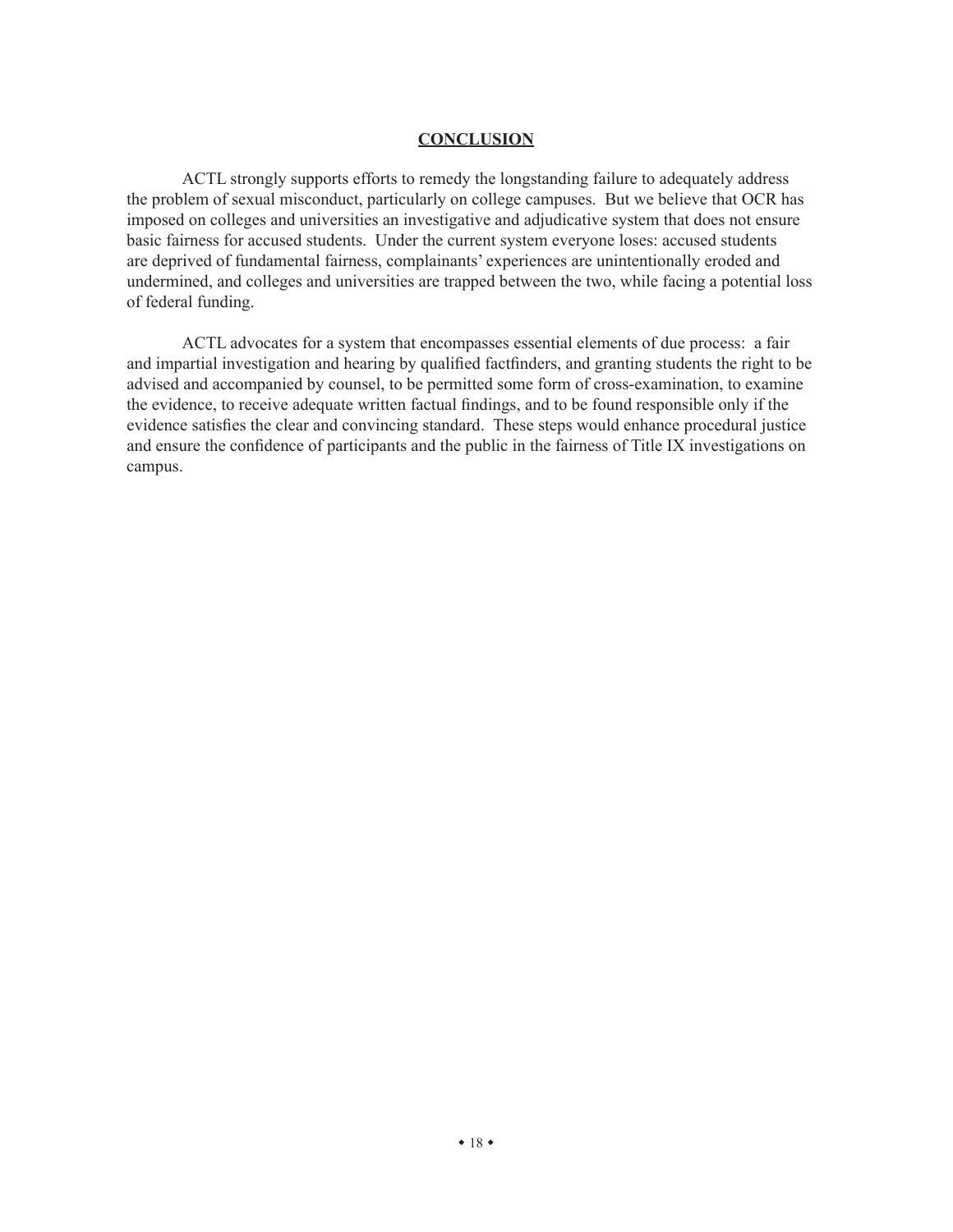## CONCLUSION

ACTL strongly supports efforts to remedy the longstanding failure to adequately address the problem of sexual misconduct, particularly on college campuses. But we believe that OCR has imposed on colleges and universities an investigative and adjudicative system that does not ensure basic fairness for accused students. Under the current system everyone loses: accused students are deprived of fundamental fairness, complainants' experiences are unintentionally eroded and undermined, and colleges and universities are trapped between the two, while facing a potential loss of federal funding.

ACTL advocates for a system that encompasses essential elements of due process: a fair and impartial investigation and hearing by qualified factfinders, and granting students the right to be advised and accompanied by counsel, to be permitted some form of cross-examination, to examine the evidence, to receive adequate written factual findings, and to be found responsible only if the evidence satisfies the clear and convincing standard. These steps would enhance procedural justice and ensure the confidence of participants and the public in the fairness of Title IX investigations on campus.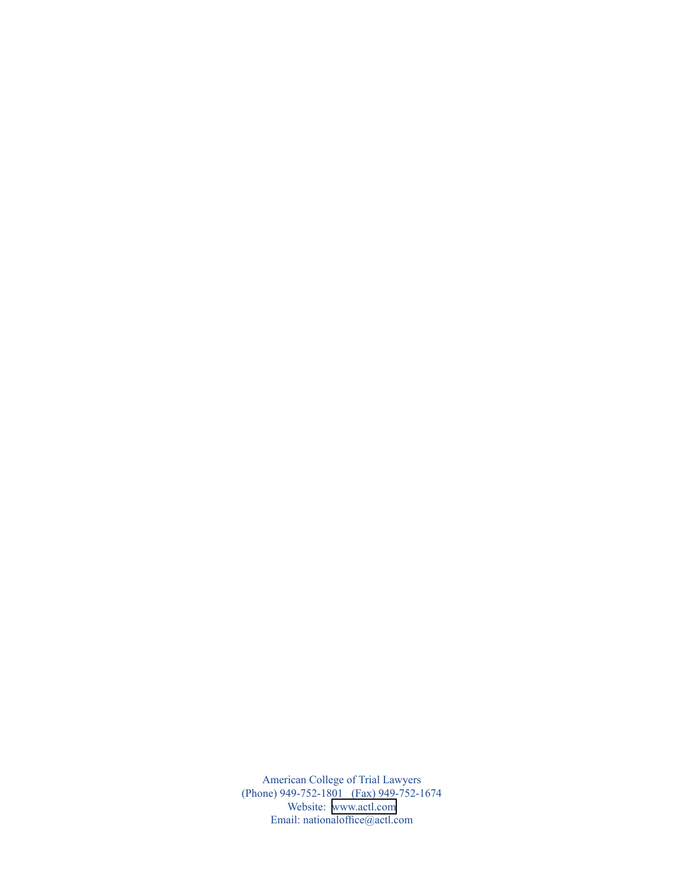American College of Trial Lawyers
(Phone) 949-752-1801 (Fax) 949-752-1674
Website: www.actl.com
Email: nationaloffice@actl.com